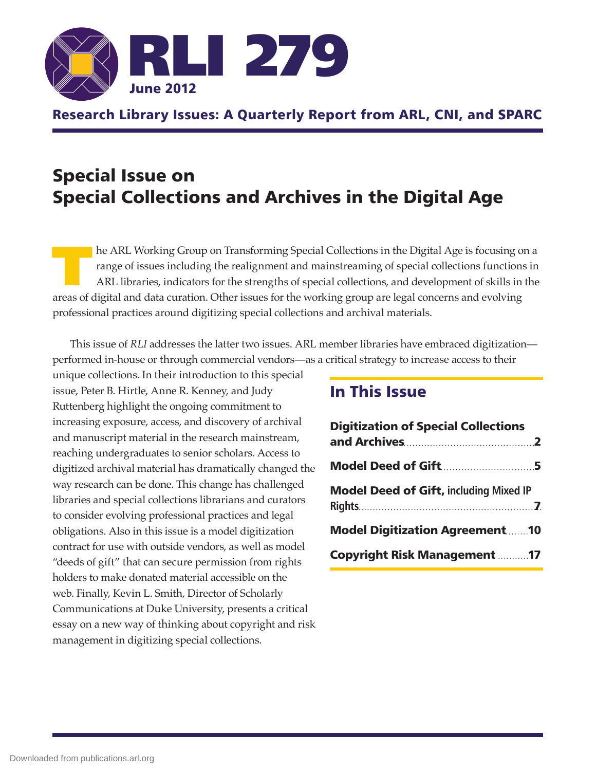# RLI 279

June 2012

**Research Library Issues: A Quarterly Report from ARL, CNI, and SPARC**

## Special Issue on Special Collections and Archives in the Digital Age

The ARL Working Group on Transforming Special Collections in the Digital Age is focusing on a range of issues including the realignment and mainstreaming of special collections functions in ARL libraries, indicators for the strengths of special collections, and development of skills in the areas of digital and data curation. Other issues for the working group are legal concerns and evolving professional practices around digitizing special collections and archival materials.

This issue of *RLI* addresses the latter two issues. ARL member libraries have embraced digitization—performed in-house or through commercial vendors—as a critical strategy to increase access to their unique collections. In their introduction to this special issue, Peter B. Hirtle, Anne R. Kenney, and Judy Ruttenberg highlight the ongoing commitment to increasing exposure, access, and discovery of archival and manuscript material in the research mainstream, reaching undergraduates to senior scholars. Access to digitized archival material has dramatically changed the way research can be done. This change has challenged libraries and special collections librarians and curators to consider evolving professional practices and legal obligations. Also in this issue is a model digitization contract for use with outside vendors, as well as model "deeds of gift" that can secure permission from rights holders to make donated material accessible on the web. Finally, Kevin L. Smith, Director of Scholarly Communications at Duke University, presents a critical essay on a new way of thinking about copyright and risk management in digitizing special collections.

## In This Issue

**Digitization of Special Collections and Archives** ........ 2

**Model Deed of Gift** ........ 5

**Model Deed of Gift, including Mixed IP Rights** ........ 7

**Model Digitization Agreement** ........ 10

**Copyright Risk Management** ........ 17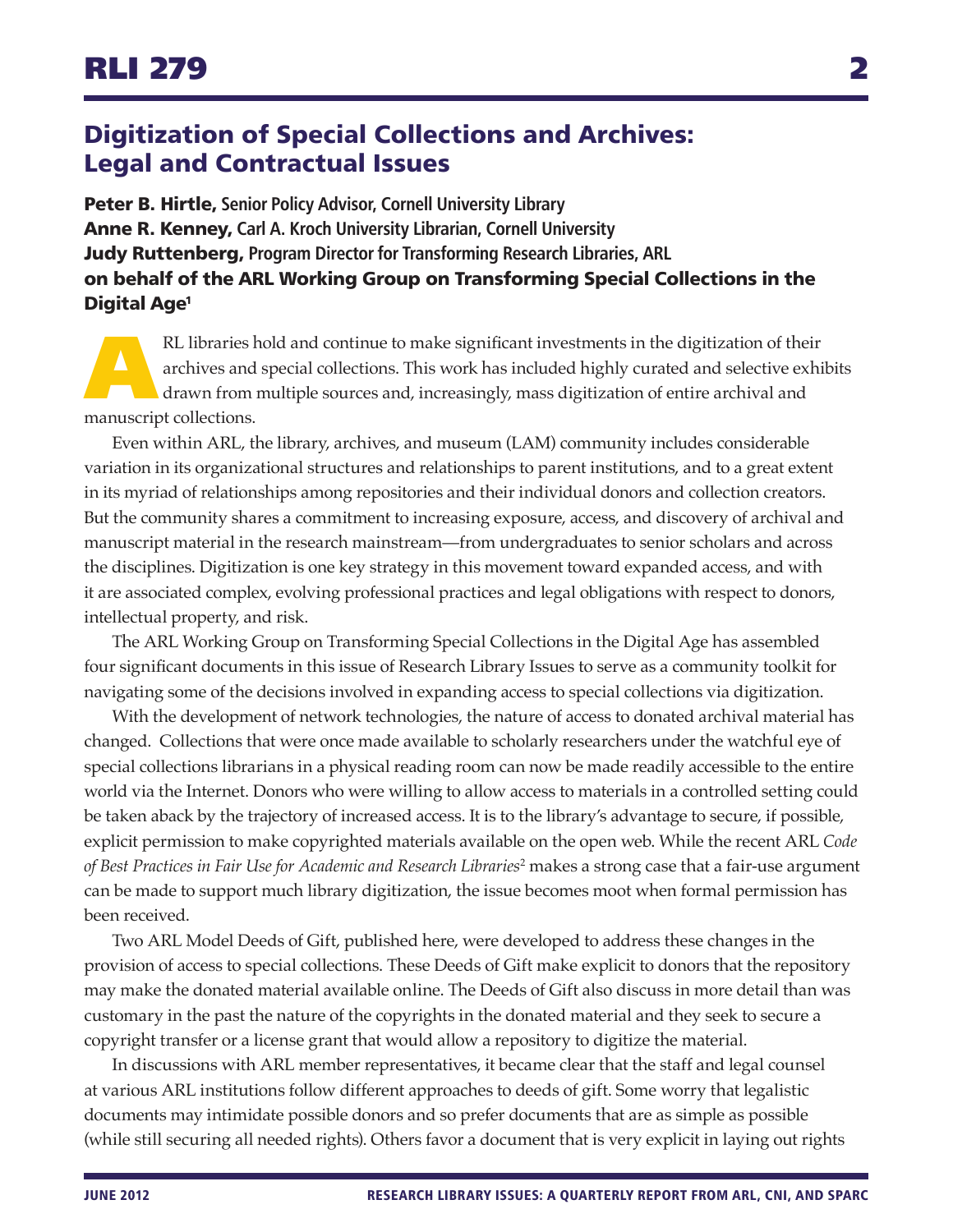## Digitization of Special Collections and Archives: Legal and Contractual Issues

**Peter B. Hirtle,** Senior Policy Advisor, Cornell University Library
**Anne R. Kenney,** Carl A. Kroch University Librarian, Cornell University
**Judy Ruttenberg,** Program Director for Transforming Research Libraries, ARL
**on behalf of the ARL Working Group on Transforming Special Collections in the Digital Age**[1]

ARL libraries hold and continue to make significant investments in the digitization of their archives and special collections. This work has included highly curated and selective exhibits drawn from multiple sources and, increasingly, mass digitization of entire archival and manuscript collections.

Even within ARL, the library, archives, and museum (LAM) community includes considerable variation in its organizational structures and relationships to parent institutions, and to a great extent in its myriad of relationships among repositories and their individual donors and collection creators. But the community shares a commitment to increasing exposure, access, and discovery of archival and manuscript material in the research mainstream—from undergraduates to senior scholars and across the disciplines. Digitization is one key strategy in this movement toward expanded access, and with it are associated complex, evolving professional practices and legal obligations with respect to donors, intellectual property, and risk.

The ARL Working Group on Transforming Special Collections in the Digital Age has assembled four significant documents in this issue of Research Library Issues to serve as a community toolkit for navigating some of the decisions involved in expanding access to special collections via digitization.

With the development of network technologies, the nature of access to donated archival material has changed. Collections that were once made available to scholarly researchers under the watchful eye of special collections librarians in a physical reading room can now be made readily accessible to the entire world via the Internet. Donors who were willing to allow access to materials in a controlled setting could be taken aback by the trajectory of increased access. It is to the library's advantage to secure, if possible, explicit permission to make copyrighted materials available on the open web. While the recent ARL *Code of Best Practices in Fair Use for Academic and Research Libraries*[2] makes a strong case that a fair-use argument can be made to support much library digitization, the issue becomes moot when formal permission has been received.

Two ARL Model Deeds of Gift, published here, were developed to address these changes in the provision of access to special collections. These Deeds of Gift make explicit to donors that the repository may make the donated material available online. The Deeds of Gift also discuss in more detail than was customary in the past the nature of the copyrights in the donated material and they seek to secure a copyright transfer or a license grant that would allow a repository to digitize the material.

In discussions with ARL member representatives, it became clear that the staff and legal counsel at various ARL institutions follow different approaches to deeds of gift. Some worry that legalistic documents may intimidate possible donors and so prefer documents that are as simple as possible (while still securing all needed rights). Others favor a document that is very explicit in laying out rights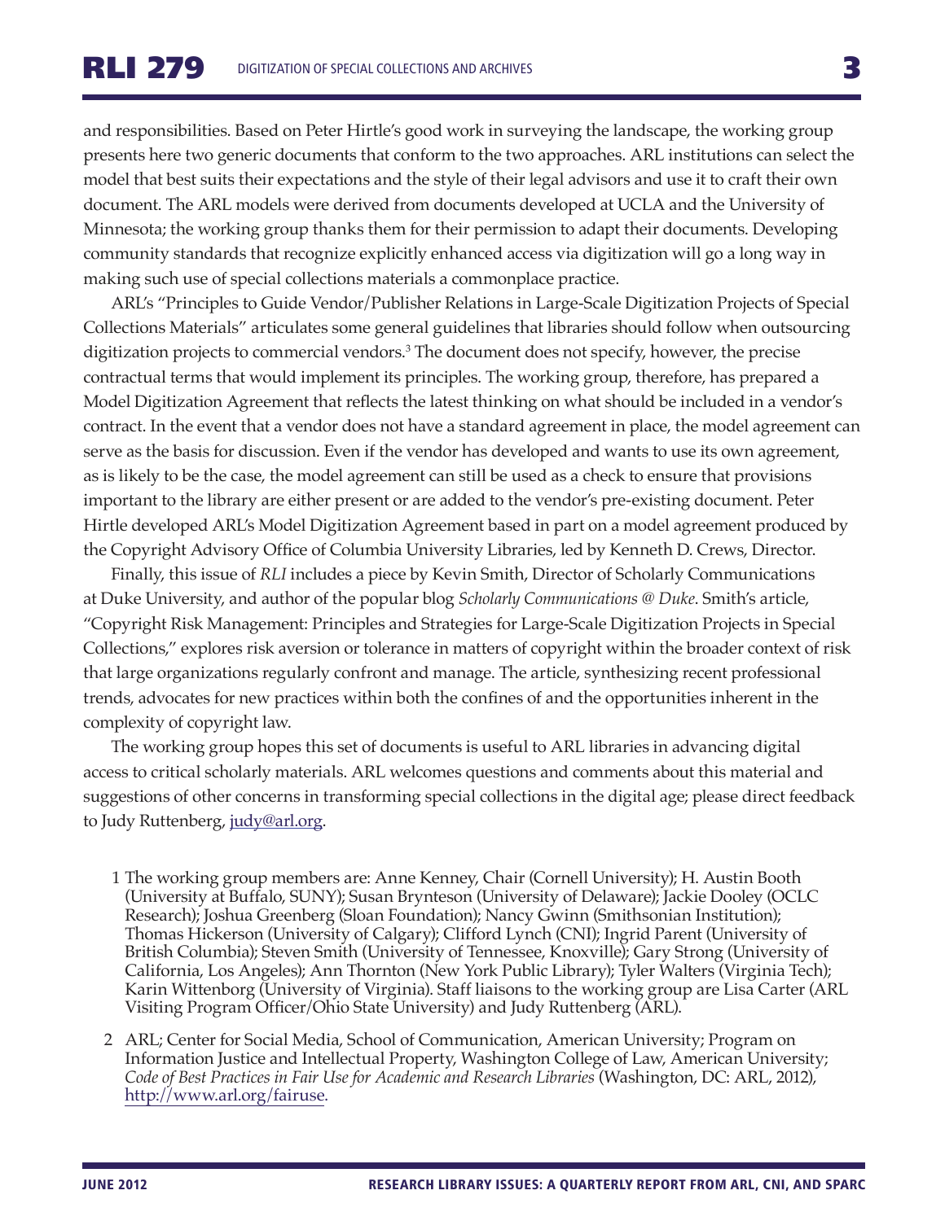and responsibilities. Based on Peter Hirtle's good work in surveying the landscape, the working group presents here two generic documents that conform to the two approaches. ARL institutions can select the model that best suits their expectations and the style of their legal advisors and use it to craft their own document. The ARL models were derived from documents developed at UCLA and the University of Minnesota; the working group thanks them for their permission to adapt their documents. Developing community standards that recognize explicitly enhanced access via digitization will go a long way in making such use of special collections materials a commonplace practice.

ARL's "Principles to Guide Vendor/Publisher Relations in Large-Scale Digitization Projects of Special Collections Materials" articulates some general guidelines that libraries should follow when outsourcing digitization projects to commercial vendors.[3] The document does not specify, however, the precise contractual terms that would implement its principles. The working group, therefore, has prepared a Model Digitization Agreement that reflects the latest thinking on what should be included in a vendor's contract. In the event that a vendor does not have a standard agreement in place, the model agreement can serve as the basis for discussion. Even if the vendor has developed and wants to use its own agreement, as is likely to be the case, the model agreement can still be used as a check to ensure that provisions important to the library are either present or are added to the vendor's pre-existing document. Peter Hirtle developed ARL's Model Digitization Agreement based in part on a model agreement produced by the Copyright Advisory Office of Columbia University Libraries, led by Kenneth D. Crews, Director.

Finally, this issue of *RLI* includes a piece by Kevin Smith, Director of Scholarly Communications at Duke University, and author of the popular blog *Scholarly Communications @ Duke*. Smith's article, "Copyright Risk Management: Principles and Strategies for Large-Scale Digitization Projects in Special Collections," explores risk aversion or tolerance in matters of copyright within the broader context of risk that large organizations regularly confront and manage. The article, synthesizing recent professional trends, advocates for new practices within both the confines of and the opportunities inherent in the complexity of copyright law.

The working group hopes this set of documents is useful to ARL libraries in advancing digital access to critical scholarly materials. ARL welcomes questions and comments about this material and suggestions of other concerns in transforming special collections in the digital age; please direct feedback to Judy Ruttenberg, judy@arl.org.

1 The working group members are: Anne Kenney, Chair (Cornell University); H. Austin Booth (University at Buffalo, SUNY); Susan Brynteson (University of Delaware); Jackie Dooley (OCLC Research); Joshua Greenberg (Sloan Foundation); Nancy Gwinn (Smithsonian Institution); Thomas Hickerson (University of Calgary); Clifford Lynch (CNI); Ingrid Parent (University of British Columbia); Steven Smith (University of Tennessee, Knoxville); Gary Strong (University of California, Los Angeles); Ann Thornton (New York Public Library); Tyler Walters (Virginia Tech); Karin Wittenborg (University of Virginia). Staff liaisons to the working group are Lisa Carter (ARL Visiting Program Officer/Ohio State University) and Judy Ruttenberg (ARL).

2 ARL; Center for Social Media, School of Communication, American University; Program on Information Justice and Intellectual Property, Washington College of Law, American University; *Code of Best Practices in Fair Use for Academic and Research Libraries* (Washington, DC: ARL, 2012), http://www.arl.org/fairuse.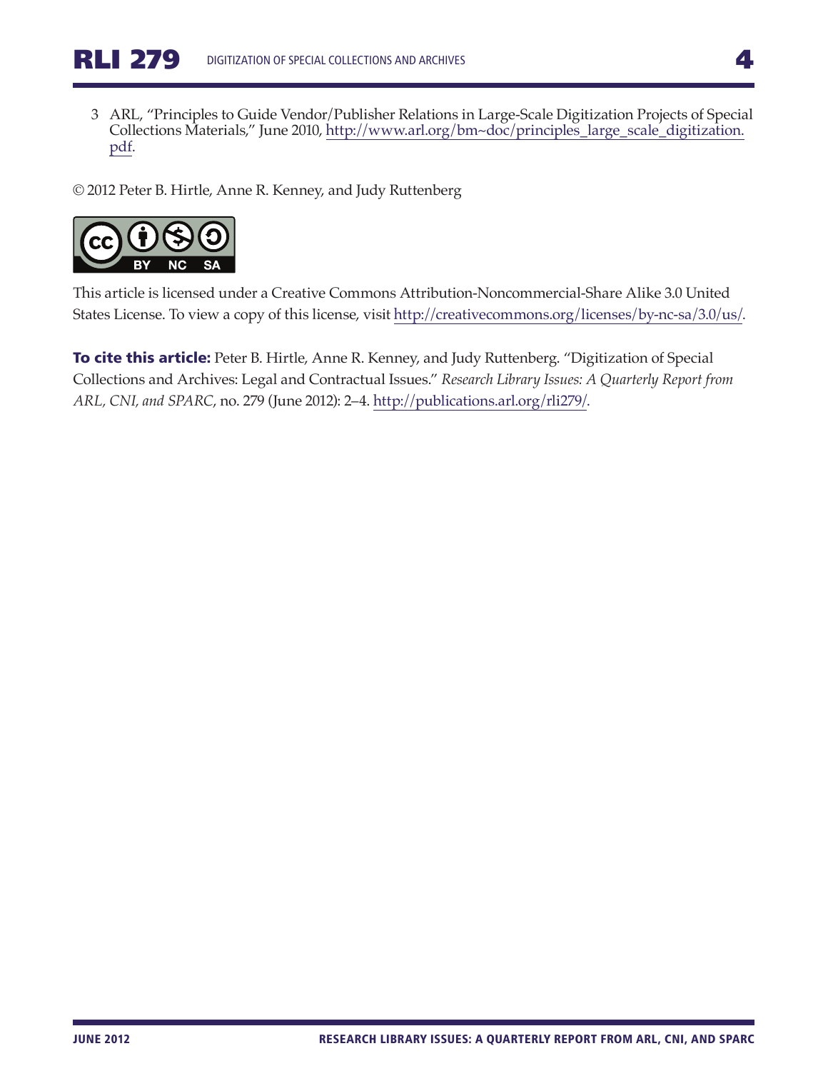3 ARL, "Principles to Guide Vendor/Publisher Relations in Large-Scale Digitization Projects of Special Collections Materials," June 2010, http://www.arl.org/bm~doc/principles_large_scale_digitization.pdf.

© 2012 Peter B. Hirtle, Anne R. Kenney, and Judy Ruttenberg

This article is licensed under a Creative Commons Attribution-Noncommercial-Share Alike 3.0 United States License. To view a copy of this license, visit http://creativecommons.org/licenses/by-nc-sa/3.0/us/.

**To cite this article:** Peter B. Hirtle, Anne R. Kenney, and Judy Ruttenberg. "Digitization of Special Collections and Archives: Legal and Contractual Issues." *Research Library Issues: A Quarterly Report from ARL, CNI, and SPARC*, no. 279 (June 2012): 2–4. http://publications.arl.org/rli279/.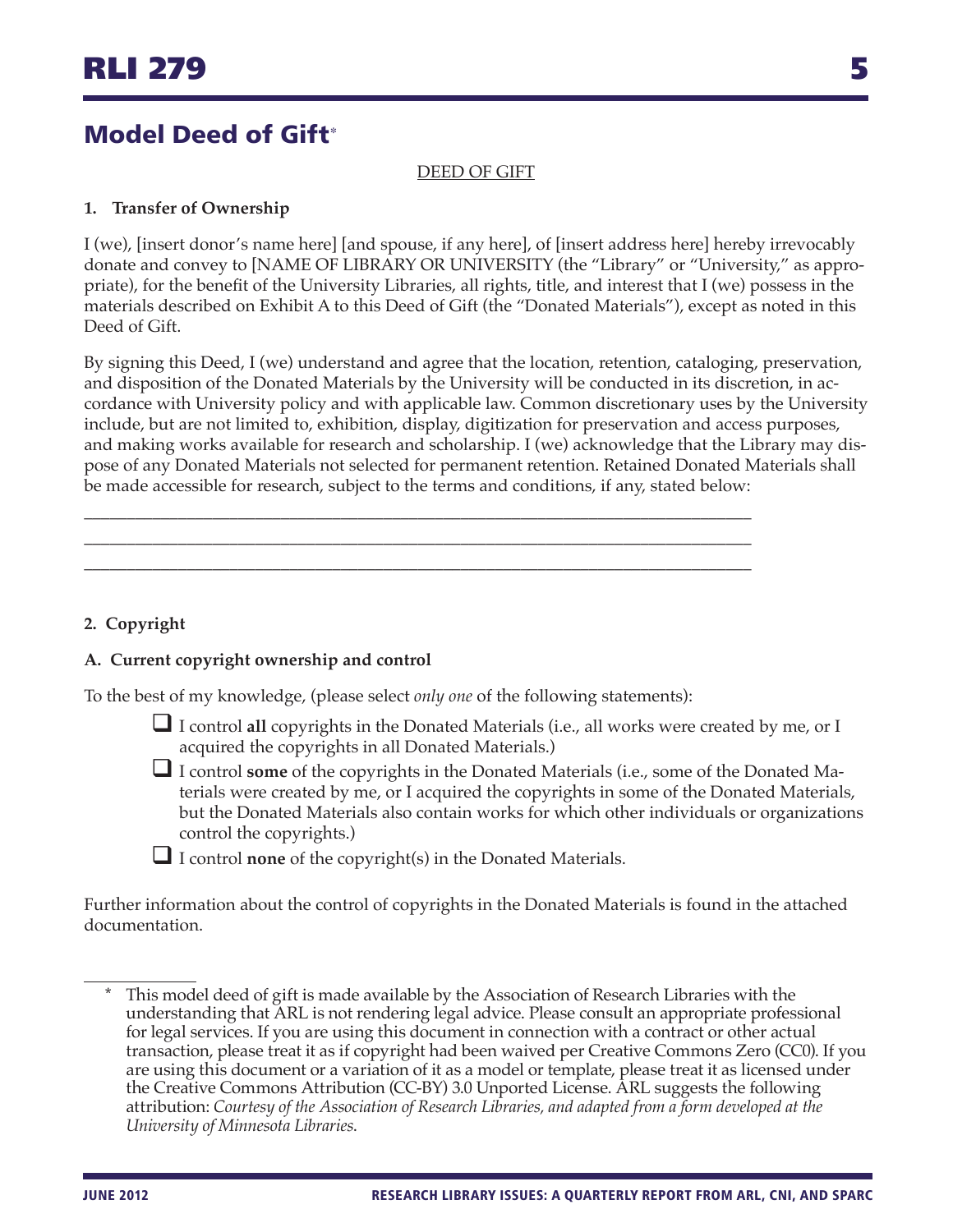## Model Deed of Gift*

DEED OF GIFT

**1. Transfer of Ownership**

I (we), [insert donor's name here] [and spouse, if any here], of [insert address here] hereby irrevocably donate and convey to [NAME OF LIBRARY OR UNIVERSITY (the "Library" or "University," as appropriate), for the benefit of the University Libraries, all rights, title, and interest that I (we) possess in the materials described on Exhibit A to this Deed of Gift (the "Donated Materials"), except as noted in this Deed of Gift.

By signing this Deed, I (we) understand and agree that the location, retention, cataloging, preservation, and disposition of the Donated Materials by the University will be conducted in its discretion, in accordance with University policy and with applicable law. Common discretionary uses by the University include, but are not limited to, exhibition, display, digitization for preservation and access purposes, and making works available for research and scholarship. I (we) acknowledge that the Library may dispose of any Donated Materials not selected for permanent retention. Retained Donated Materials shall be made accessible for research, subject to the terms and conditions, if any, stated below:

\_\_\_\_\_\_\_\_\_\_\_\_\_\_\_\_\_\_\_\_\_\_\_\_\_\_\_\_\_\_\_\_\_\_\_\_\_\_\_\_\_\_\_\_\_\_\_\_\_\_\_\_\_\_\_\_\_\_\_\_\_\_\_\_\_\_\_\_\_\_\_\_
\_\_\_\_\_\_\_\_\_\_\_\_\_\_\_\_\_\_\_\_\_\_\_\_\_\_\_\_\_\_\_\_\_\_\_\_\_\_\_\_\_\_\_\_\_\_\_\_\_\_\_\_\_\_\_\_\_\_\_\_\_\_\_\_\_\_\_\_\_\_\_\_
\_\_\_\_\_\_\_\_\_\_\_\_\_\_\_\_\_\_\_\_\_\_\_\_\_\_\_\_\_\_\_\_\_\_\_\_\_\_\_\_\_\_\_\_\_\_\_\_\_\_\_\_\_\_\_\_\_\_\_\_\_\_\_\_\_\_\_\_\_\_\_\_

**2. Copyright**

**A. Current copyright ownership and control**

To the best of my knowledge, (please select *only one* of the following statements):

- ☐ I control **all** copyrights in the Donated Materials (i.e., all works were created by me, or I acquired the copyrights in all Donated Materials.)
- ☐ I control **some** of the copyrights in the Donated Materials (i.e., some of the Donated Materials were created by me, or I acquired the copyrights in some of the Donated Materials, but the Donated Materials also contain works for which other individuals or organizations control the copyrights.)
- ☐ I control **none** of the copyright(s) in the Donated Materials.

Further information about the control of copyrights in the Donated Materials is found in the attached documentation.

---

\* This model deed of gift is made available by the Association of Research Libraries with the understanding that ARL is not rendering legal advice. Please consult an appropriate professional for legal services. If you are using this document in connection with a contract or other actual transaction, please treat it as if copyright had been waived per Creative Commons Zero (CC0). If you are using this document or a variation of it as a model or template, please treat it as licensed under the Creative Commons Attribution (CC-BY) 3.0 Unported License. ARL suggests the following attribution: *Courtesy of the Association of Research Libraries, and adapted from a form developed at the University of Minnesota Libraries.*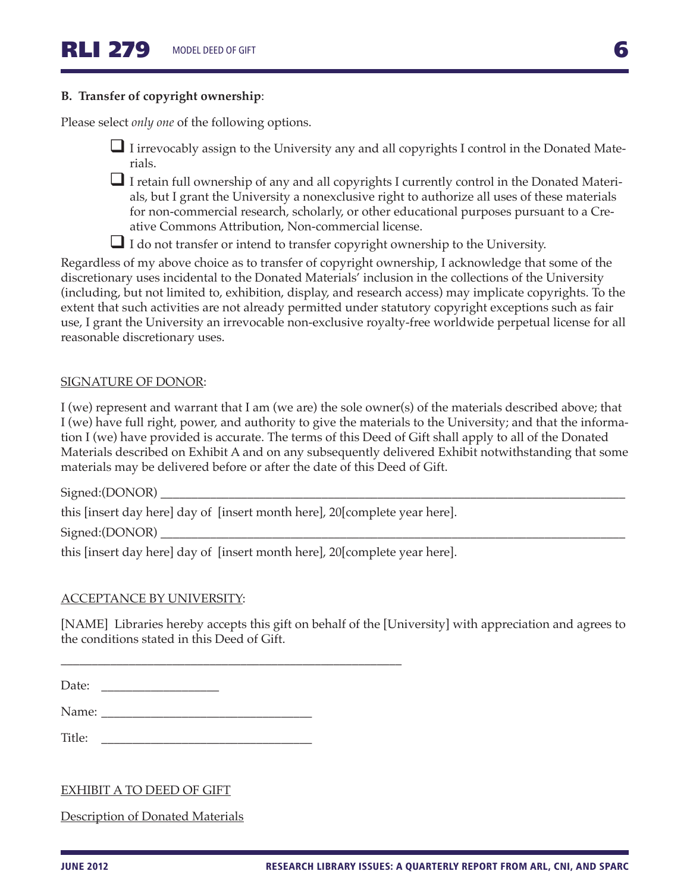**B. Transfer of copyright ownership**:

Please select *only one* of the following options.

- ❑ I irrevocably assign to the University any and all copyrights I control in the Donated Materials.
- ❑ I retain full ownership of any and all copyrights I currently control in the Donated Materials, but I grant the University a nonexclusive right to authorize all uses of these materials for non-commercial research, scholarly, or other educational purposes pursuant to a Creative Commons Attribution, Non-commercial license.
- ❑ I do not transfer or intend to transfer copyright ownership to the University.

Regardless of my above choice as to transfer of copyright ownership, I acknowledge that some of the discretionary uses incidental to the Donated Materials' inclusion in the collections of the University (including, but not limited to, exhibition, display, and research access) may implicate copyrights. To the extent that such activities are not already permitted under statutory copyright exceptions such as fair use, I grant the University an irrevocable non-exclusive royalty-free worldwide perpetual license for all reasonable discretionary uses.

<u>SIGNATURE OF DONOR</u>:

I (we) represent and warrant that I am (we are) the sole owner(s) of the materials described above; that I (we) have full right, power, and authority to give the materials to the University; and that the information I (we) have provided is accurate. The terms of this Deed of Gift shall apply to all of the Donated Materials described on Exhibit A and on any subsequently delivered Exhibit notwithstanding that some materials may be delivered before or after the date of this Deed of Gift.

Signed:(DONOR) ___________________________________________________________________________

this [insert day here] day of [insert month here], 20[complete year here].

Signed:(DONOR) ___________________________________________________________________________

this [insert day here] day of [insert month here], 20[complete year here].

<u>ACCEPTANCE BY UNIVERSITY</u>:

[NAME] Libraries hereby accepts this gift on behalf of the [University] with appreciation and agrees to the conditions stated in this Deed of Gift.

______________________________________________________

Date: __________________

Name: _________________________________

Title: _________________________________

<u>EXHIBIT A TO DEED OF GIFT</u>

<u>Description of Donated Materials</u>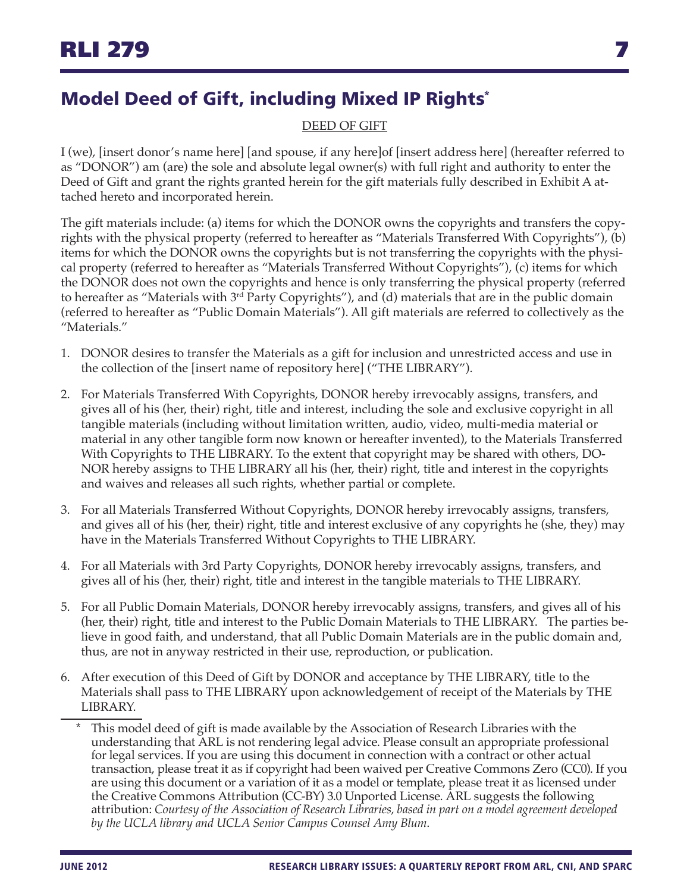## Model Deed of Gift, including Mixed IP Rights*

DEED OF GIFT

I (we), [insert donor's name here] [and spouse, if any here]of [insert address here] (hereafter referred to as "DONOR") am (are) the sole and absolute legal owner(s) with full right and authority to enter the Deed of Gift and grant the rights granted herein for the gift materials fully described in Exhibit A attached hereto and incorporated herein.

The gift materials include: (a) items for which the DONOR owns the copyrights and transfers the copyrights with the physical property (referred to hereafter as "Materials Transferred With Copyrights"), (b) items for which the DONOR owns the copyrights but is not transferring the copyrights with the physical property (referred to hereafter as "Materials Transferred Without Copyrights"), (c) items for which the DONOR does not own the copyrights and hence is only transferring the physical property (referred to hereafter as "Materials with 3rd Party Copyrights"), and (d) materials that are in the public domain (referred to hereafter as "Public Domain Materials"). All gift materials are referred to collectively as the "Materials."

1. DONOR desires to transfer the Materials as a gift for inclusion and unrestricted access and use in the collection of the [insert name of repository here] ("THE LIBRARY").

2. For Materials Transferred With Copyrights, DONOR hereby irrevocably assigns, transfers, and gives all of his (her, their) right, title and interest, including the sole and exclusive copyright in all tangible materials (including without limitation written, audio, video, multi-media material or material in any other tangible form now known or hereafter invented), to the Materials Transferred With Copyrights to THE LIBRARY. To the extent that copyright may be shared with others, DONOR hereby assigns to THE LIBRARY all his (her, their) right, title and interest in the copyrights and waives and releases all such rights, whether partial or complete.

3. For all Materials Transferred Without Copyrights, DONOR hereby irrevocably assigns, transfers, and gives all of his (her, their) right, title and interest exclusive of any copyrights he (she, they) may have in the Materials Transferred Without Copyrights to THE LIBRARY.

4. For all Materials with 3rd Party Copyrights, DONOR hereby irrevocably assigns, transfers, and gives all of his (her, their) right, title and interest in the tangible materials to THE LIBRARY.

5. For all Public Domain Materials, DONOR hereby irrevocably assigns, transfers, and gives all of his (her, their) right, title and interest to the Public Domain Materials to THE LIBRARY. The parties believe in good faith, and understand, that all Public Domain Materials are in the public domain and, thus, are not in anyway restricted in their use, reproduction, or publication.

6. After execution of this Deed of Gift by DONOR and acceptance by THE LIBRARY, title to the Materials shall pass to THE LIBRARY upon acknowledgement of receipt of the Materials by THE LIBRARY.

\* This model deed of gift is made available by the Association of Research Libraries with the understanding that ARL is not rendering legal advice. Please consult an appropriate professional for legal services. If you are using this document in connection with a contract or other actual transaction, please treat it as if copyright had been waived per Creative Commons Zero (CC0). If you are using this document or a variation of it as a model or template, please treat it as licensed under the Creative Commons Attribution (CC-BY) 3.0 Unported License. ARL suggests the following attribution: *Courtesy of the Association of Research Libraries, based in part on a model agreement developed by the UCLA library and UCLA Senior Campus Counsel Amy Blum*.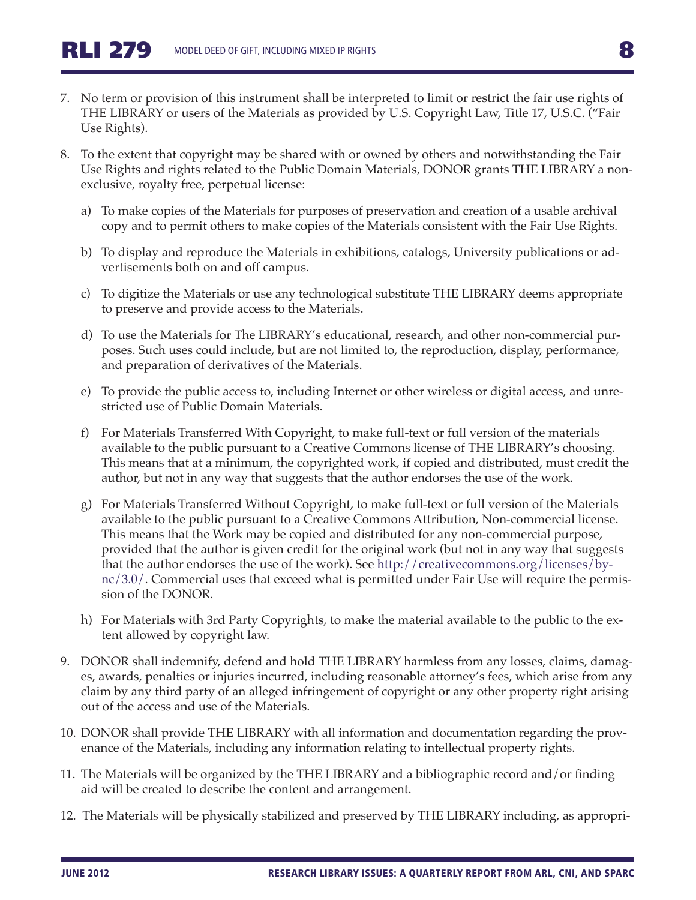7. No term or provision of this instrument shall be interpreted to limit or restrict the fair use rights of THE LIBRARY or users of the Materials as provided by U.S. Copyright Law, Title 17, U.S.C. ("Fair Use Rights).

8. To the extent that copyright may be shared with or owned by others and notwithstanding the Fair Use Rights and rights related to the Public Domain Materials, DONOR grants THE LIBRARY a non-exclusive, royalty free, perpetual license:

   a) To make copies of the Materials for purposes of preservation and creation of a usable archival copy and to permit others to make copies of the Materials consistent with the Fair Use Rights.

   b) To display and reproduce the Materials in exhibitions, catalogs, University publications or advertisements both on and off campus.

   c) To digitize the Materials or use any technological substitute THE LIBRARY deems appropriate to preserve and provide access to the Materials.

   d) To use the Materials for The LIBRARY's educational, research, and other non-commercial purposes. Such uses could include, but are not limited to, the reproduction, display, performance, and preparation of derivatives of the Materials.

   e) To provide the public access to, including Internet or other wireless or digital access, and unrestricted use of Public Domain Materials.

   f) For Materials Transferred With Copyright, to make full-text or full version of the materials available to the public pursuant to a Creative Commons license of THE LIBRARY's choosing. This means that at a minimum, the copyrighted work, if copied and distributed, must credit the author, but not in any way that suggests that the author endorses the use of the work.

   g) For Materials Transferred Without Copyright, to make full-text or full version of the Materials available to the public pursuant to a Creative Commons Attribution, Non-commercial license. This means that the Work may be copied and distributed for any non-commercial purpose, provided that the author is given credit for the original work (but not in any way that suggests that the author endorses the use of the work). See http://creativecommons.org/licenses/by-nc/3.0/. Commercial uses that exceed what is permitted under Fair Use will require the permission of the DONOR.

   h) For Materials with 3rd Party Copyrights, to make the material available to the public to the extent allowed by copyright law.

9. DONOR shall indemnify, defend and hold THE LIBRARY harmless from any losses, claims, damages, awards, penalties or injuries incurred, including reasonable attorney's fees, which arise from any claim by any third party of an alleged infringement of copyright or any other property right arising out of the access and use of the Materials.

10. DONOR shall provide THE LIBRARY with all information and documentation regarding the provenance of the Materials, including any information relating to intellectual property rights.

11. The Materials will be organized by the THE LIBRARY and a bibliographic record and/or finding aid will be created to describe the content and arrangement.

12. The Materials will be physically stabilized and preserved by THE LIBRARY including, as appropri-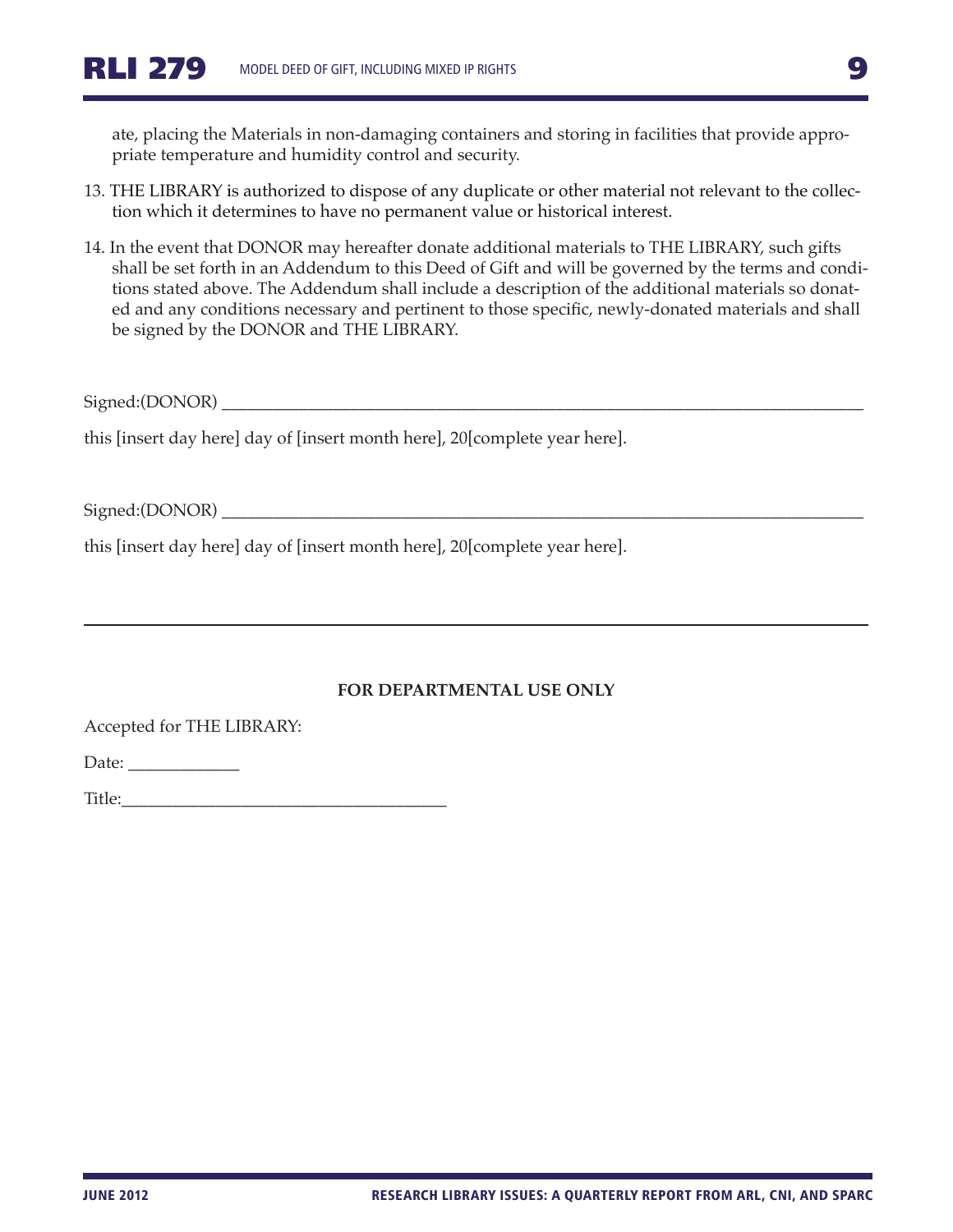ate, placing the Materials in non-damaging containers and storing in facilities that provide appropriate temperature and humidity control and security.

13. THE LIBRARY is authorized to dispose of any duplicate or other material not relevant to the collection which it determines to have no permanent value or historical interest.

14. In the event that DONOR may hereafter donate additional materials to THE LIBRARY, such gifts shall be set forth in an Addendum to this Deed of Gift and will be governed by the terms and conditions stated above. The Addendum shall include a description of the additional materials so donated and any conditions necessary and pertinent to those specific, newly-donated materials and shall be signed by the DONOR and THE LIBRARY.

Signed:(DONOR) ______________________________________________________________

this [insert day here] day of [insert month here], 20[complete year here].

Signed:(DONOR) ______________________________________________________________

this [insert day here] day of [insert month here], 20[complete year here].

---

**FOR DEPARTMENTAL USE ONLY**

Accepted for THE LIBRARY:

Date: ____________

Title:____________________________________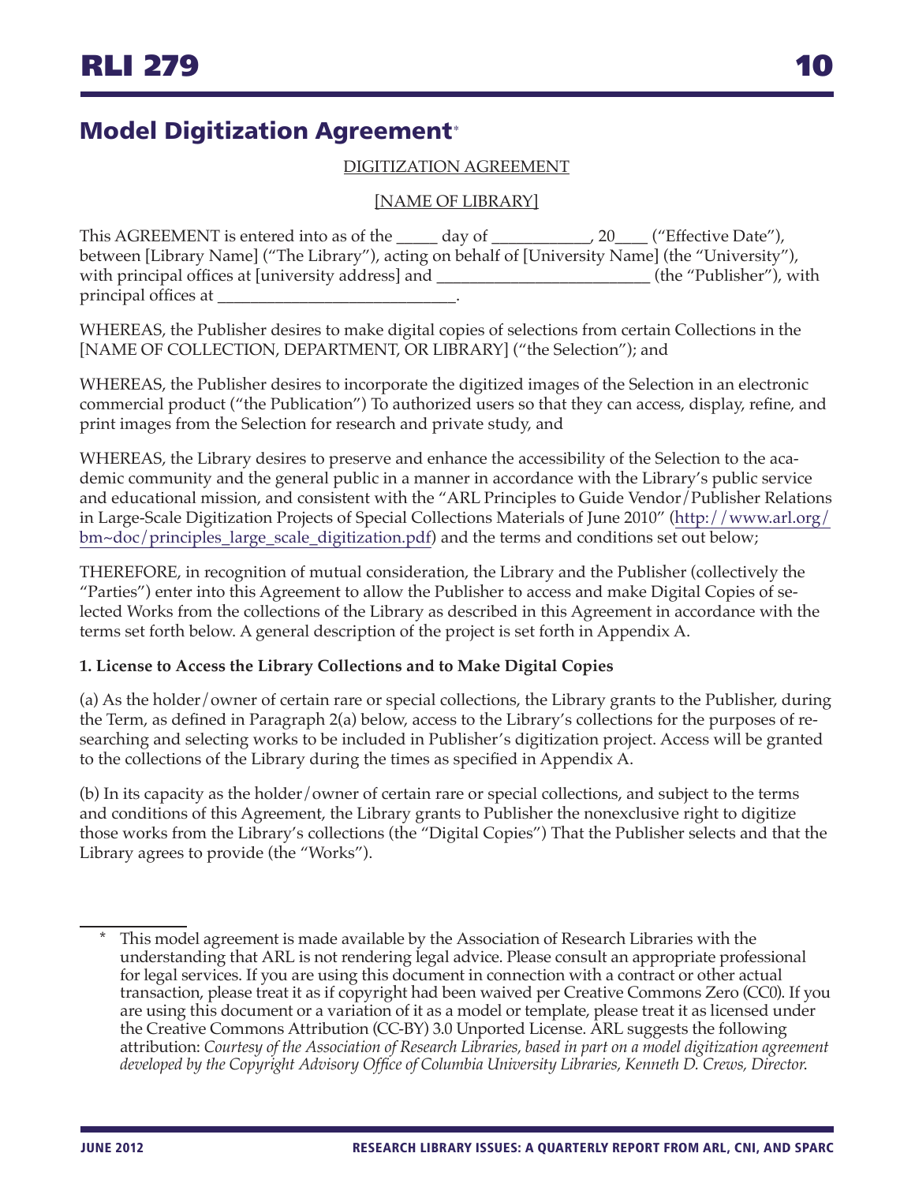# Model Digitization Agreement*

DIGITIZATION AGREEMENT

[NAME OF LIBRARY]

This AGREEMENT is entered into as of the _____ day of ___________, 20____ ("Effective Date"), between [Library Name] ("The Library"), acting on behalf of [University Name] (the "University"), with principal offices at [university address] and ________________________ (the "Publisher"), with principal offices at ___________________________.

WHEREAS, the Publisher desires to make digital copies of selections from certain Collections in the [NAME OF COLLECTION, DEPARTMENT, OR LIBRARY] ("the Selection"); and

WHEREAS, the Publisher desires to incorporate the digitized images of the Selection in an electronic commercial product ("the Publication") To authorized users so that they can access, display, refine, and print images from the Selection for research and private study, and

WHEREAS, the Library desires to preserve and enhance the accessibility of the Selection to the academic community and the general public in a manner in accordance with the Library's public service and educational mission, and consistent with the "ARL Principles to Guide Vendor/Publisher Relations in Large-Scale Digitization Projects of Special Collections Materials of June 2010" (http://www.arl.org/bm~doc/principles_large_scale_digitization.pdf) and the terms and conditions set out below;

THEREFORE, in recognition of mutual consideration, the Library and the Publisher (collectively the "Parties") enter into this Agreement to allow the Publisher to access and make Digital Copies of selected Works from the collections of the Library as described in this Agreement in accordance with the terms set forth below. A general description of the project is set forth in Appendix A.

**1. License to Access the Library Collections and to Make Digital Copies**

(a) As the holder/owner of certain rare or special collections, the Library grants to the Publisher, during the Term, as defined in Paragraph 2(a) below, access to the Library's collections for the purposes of researching and selecting works to be included in Publisher's digitization project. Access will be granted to the collections of the Library during the times as specified in Appendix A.

(b) In its capacity as the holder/owner of certain rare or special collections, and subject to the terms and conditions of this Agreement, the Library grants to Publisher the nonexclusive right to digitize those works from the Library's collections (the "Digital Copies") That the Publisher selects and that the Library agrees to provide (the "Works").

\* This model agreement is made available by the Association of Research Libraries with the understanding that ARL is not rendering legal advice. Please consult an appropriate professional for legal services. If you are using this document in connection with a contract or other actual transaction, please treat it as if copyright had been waived per Creative Commons Zero (CC0). If you are using this document or a variation of it as a model or template, please treat it as licensed under the Creative Commons Attribution (CC-BY) 3.0 Unported License. ARL suggests the following attribution: *Courtesy of the Association of Research Libraries, based in part on a model digitization agreement developed by the Copyright Advisory Office of Columbia University Libraries, Kenneth D. Crews, Director.*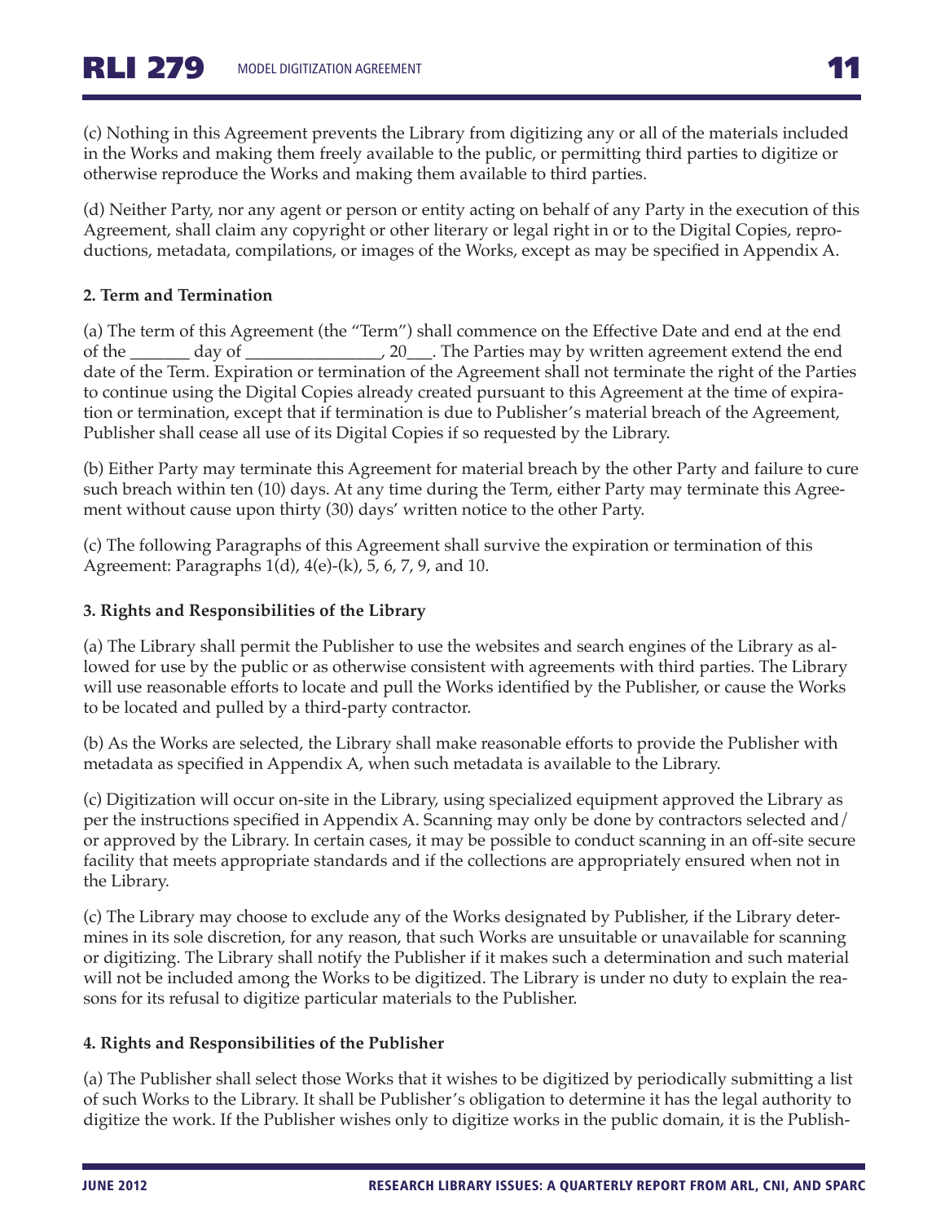(c) Nothing in this Agreement prevents the Library from digitizing any or all of the materials included in the Works and making them freely available to the public, or permitting third parties to digitize or otherwise reproduce the Works and making them available to third parties.

(d) Neither Party, nor any agent or person or entity acting on behalf of any Party in the execution of this Agreement, shall claim any copyright or other literary or legal right in or to the Digital Copies, reproductions, metadata, compilations, or images of the Works, except as may be specified in Appendix A.

**2. Term and Termination**

(a) The term of this Agreement (the "Term") shall commence on the Effective Date and end at the end of the _______ day of ________________, 20___. The Parties may by written agreement extend the end date of the Term. Expiration or termination of the Agreement shall not terminate the right of the Parties to continue using the Digital Copies already created pursuant to this Agreement at the time of expiration or termination, except that if termination is due to Publisher's material breach of the Agreement, Publisher shall cease all use of its Digital Copies if so requested by the Library.

(b) Either Party may terminate this Agreement for material breach by the other Party and failure to cure such breach within ten (10) days. At any time during the Term, either Party may terminate this Agreement without cause upon thirty (30) days' written notice to the other Party.

(c) The following Paragraphs of this Agreement shall survive the expiration or termination of this Agreement: Paragraphs 1(d), 4(e)-(k), 5, 6, 7, 9, and 10.

**3. Rights and Responsibilities of the Library**

(a) The Library shall permit the Publisher to use the websites and search engines of the Library as allowed for use by the public or as otherwise consistent with agreements with third parties. The Library will use reasonable efforts to locate and pull the Works identified by the Publisher, or cause the Works to be located and pulled by a third-party contractor.

(b) As the Works are selected, the Library shall make reasonable efforts to provide the Publisher with metadata as specified in Appendix A, when such metadata is available to the Library.

(c) Digitization will occur on-site in the Library, using specialized equipment approved the Library as per the instructions specified in Appendix A. Scanning may only be done by contractors selected and/or approved by the Library. In certain cases, it may be possible to conduct scanning in an off-site secure facility that meets appropriate standards and if the collections are appropriately ensured when not in the Library.

(c) The Library may choose to exclude any of the Works designated by Publisher, if the Library determines in its sole discretion, for any reason, that such Works are unsuitable or unavailable for scanning or digitizing. The Library shall notify the Publisher if it makes such a determination and such material will not be included among the Works to be digitized. The Library is under no duty to explain the reasons for its refusal to digitize particular materials to the Publisher.

**4. Rights and Responsibilities of the Publisher**

(a) The Publisher shall select those Works that it wishes to be digitized by periodically submitting a list of such Works to the Library. It shall be Publisher's obligation to determine it has the legal authority to digitize the work. If the Publisher wishes only to digitize works in the public domain, it is the Publish-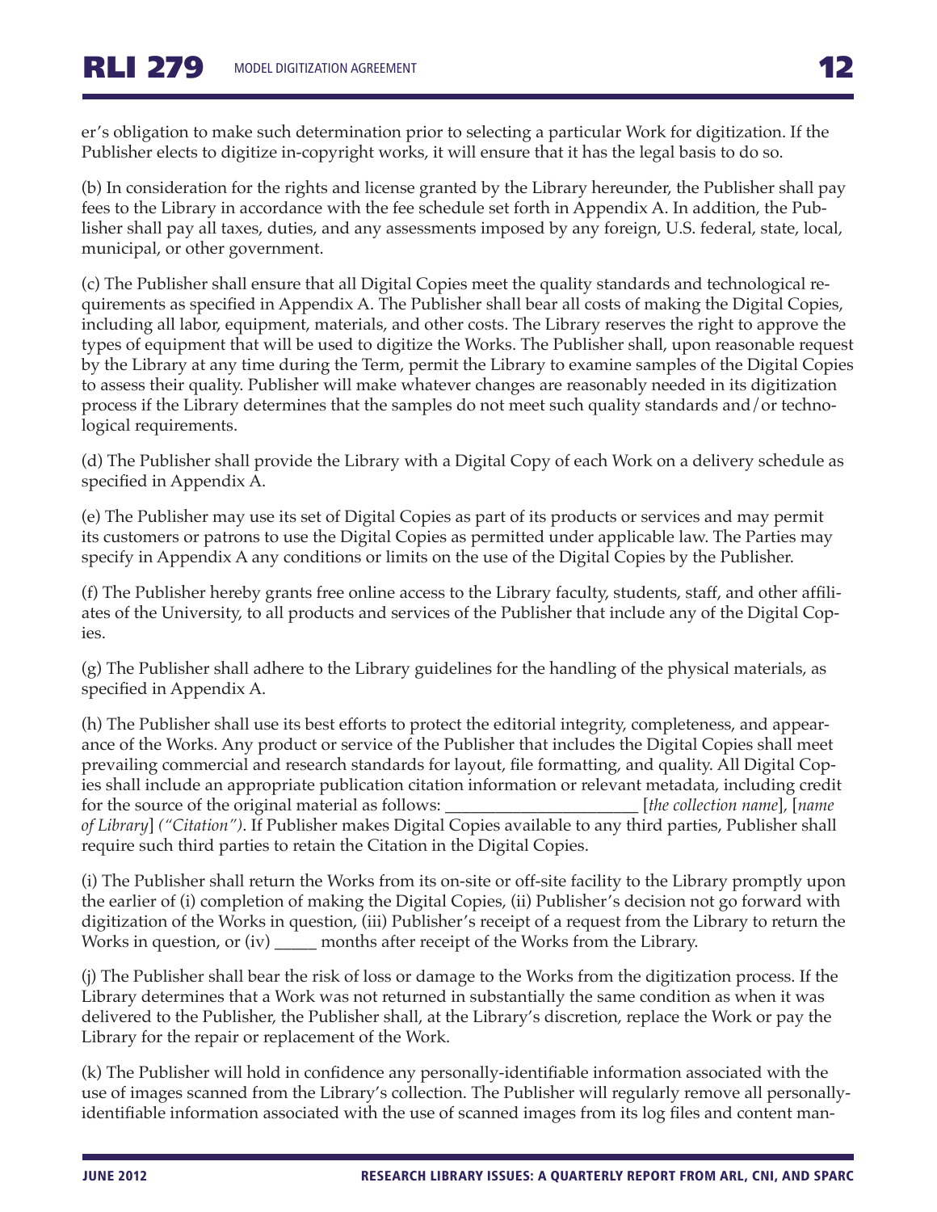er's obligation to make such determination prior to selecting a particular Work for digitization. If the Publisher elects to digitize in-copyright works, it will ensure that it has the legal basis to do so.

(b) In consideration for the rights and license granted by the Library hereunder, the Publisher shall pay fees to the Library in accordance with the fee schedule set forth in Appendix A. In addition, the Publisher shall pay all taxes, duties, and any assessments imposed by any foreign, U.S. federal, state, local, municipal, or other government.

(c) The Publisher shall ensure that all Digital Copies meet the quality standards and technological requirements as specified in Appendix A. The Publisher shall bear all costs of making the Digital Copies, including all labor, equipment, materials, and other costs. The Library reserves the right to approve the types of equipment that will be used to digitize the Works. The Publisher shall, upon reasonable request by the Library at any time during the Term, permit the Library to examine samples of the Digital Copies to assess their quality. Publisher will make whatever changes are reasonably needed in its digitization process if the Library determines that the samples do not meet such quality standards and/or technological requirements.

(d) The Publisher shall provide the Library with a Digital Copy of each Work on a delivery schedule as specified in Appendix A.

(e) The Publisher may use its set of Digital Copies as part of its products or services and may permit its customers or patrons to use the Digital Copies as permitted under applicable law. The Parties may specify in Appendix A any conditions or limits on the use of the Digital Copies by the Publisher.

(f) The Publisher hereby grants free online access to the Library faculty, students, staff, and other affiliates of the University, to all products and services of the Publisher that include any of the Digital Copies.

(g) The Publisher shall adhere to the Library guidelines for the handling of the physical materials, as specified in Appendix A.

(h) The Publisher shall use its best efforts to protect the editorial integrity, completeness, and appearance of the Works. Any product or service of the Publisher that includes the Digital Copies shall meet prevailing commercial and research standards for layout, file formatting, and quality. All Digital Copies shall include an appropriate publication citation information or relevant metadata, including credit for the source of the original material as follows: ______________________ [*the collection name*], [*name of Library*] *("Citation")*. If Publisher makes Digital Copies available to any third parties, Publisher shall require such third parties to retain the Citation in the Digital Copies.

(i) The Publisher shall return the Works from its on-site or off-site facility to the Library promptly upon the earlier of (i) completion of making the Digital Copies, (ii) Publisher's decision not go forward with digitization of the Works in question, (iii) Publisher's receipt of a request from the Library to return the Works in question, or (iv) _____ months after receipt of the Works from the Library.

(j) The Publisher shall bear the risk of loss or damage to the Works from the digitization process. If the Library determines that a Work was not returned in substantially the same condition as when it was delivered to the Publisher, the Publisher shall, at the Library's discretion, replace the Work or pay the Library for the repair or replacement of the Work.

(k) The Publisher will hold in confidence any personally-identifiable information associated with the use of images scanned from the Library's collection. The Publisher will regularly remove all personally-identifiable information associated with the use of scanned images from its log files and content man-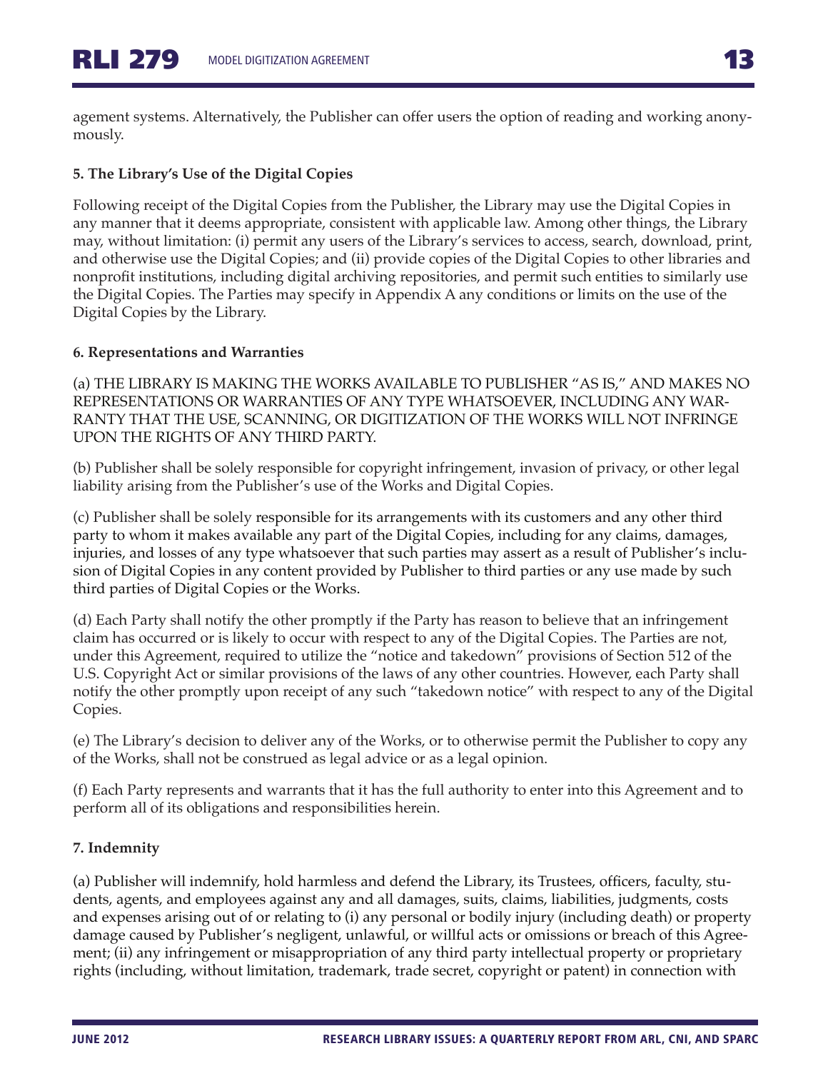agement systems. Alternatively, the Publisher can offer users the option of reading and working anonymously.

**5. The Library's Use of the Digital Copies**

Following receipt of the Digital Copies from the Publisher, the Library may use the Digital Copies in any manner that it deems appropriate, consistent with applicable law. Among other things, the Library may, without limitation: (i) permit any users of the Library's services to access, search, download, print, and otherwise use the Digital Copies; and (ii) provide copies of the Digital Copies to other libraries and nonprofit institutions, including digital archiving repositories, and permit such entities to similarly use the Digital Copies. The Parties may specify in Appendix A any conditions or limits on the use of the Digital Copies by the Library.

**6. Representations and Warranties**

(a) THE LIBRARY IS MAKING THE WORKS AVAILABLE TO PUBLISHER "AS IS," AND MAKES NO REPRESENTATIONS OR WARRANTIES OF ANY TYPE WHATSOEVER, INCLUDING ANY WARRANTY THAT THE USE, SCANNING, OR DIGITIZATION OF THE WORKS WILL NOT INFRINGE UPON THE RIGHTS OF ANY THIRD PARTY.

(b) Publisher shall be solely responsible for copyright infringement, invasion of privacy, or other legal liability arising from the Publisher's use of the Works and Digital Copies.

(c) Publisher shall be solely responsible for its arrangements with its customers and any other third party to whom it makes available any part of the Digital Copies, including for any claims, damages, injuries, and losses of any type whatsoever that such parties may assert as a result of Publisher's inclusion of Digital Copies in any content provided by Publisher to third parties or any use made by such third parties of Digital Copies or the Works.

(d) Each Party shall notify the other promptly if the Party has reason to believe that an infringement claim has occurred or is likely to occur with respect to any of the Digital Copies. The Parties are not, under this Agreement, required to utilize the "notice and takedown" provisions of Section 512 of the U.S. Copyright Act or similar provisions of the laws of any other countries. However, each Party shall notify the other promptly upon receipt of any such "takedown notice" with respect to any of the Digital Copies.

(e) The Library's decision to deliver any of the Works, or to otherwise permit the Publisher to copy any of the Works, shall not be construed as legal advice or as a legal opinion.

(f) Each Party represents and warrants that it has the full authority to enter into this Agreement and to perform all of its obligations and responsibilities herein.

**7. Indemnity**

(a) Publisher will indemnify, hold harmless and defend the Library, its Trustees, officers, faculty, students, agents, and employees against any and all damages, suits, claims, liabilities, judgments, costs and expenses arising out of or relating to (i) any personal or bodily injury (including death) or property damage caused by Publisher's negligent, unlawful, or willful acts or omissions or breach of this Agreement; (ii) any infringement or misappropriation of any third party intellectual property or proprietary rights (including, without limitation, trademark, trade secret, copyright or patent) in connection with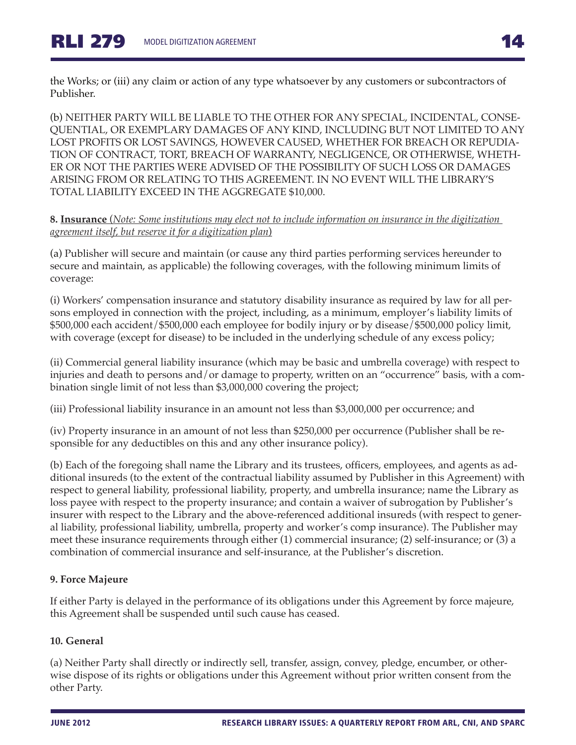the Works; or (iii) any claim or action of any type whatsoever by any customers or subcontractors of Publisher.

(b) NEITHER PARTY WILL BE LIABLE TO THE OTHER FOR ANY SPECIAL, INCIDENTAL, CONSEQUENTIAL, OR EXEMPLARY DAMAGES OF ANY KIND, INCLUDING BUT NOT LIMITED TO ANY LOST PROFITS OR LOST SAVINGS, HOWEVER CAUSED, WHETHER FOR BREACH OR REPUDIATION OF CONTRACT, TORT, BREACH OF WARRANTY, NEGLIGENCE, OR OTHERWISE, WHETHER OR NOT THE PARTIES WERE ADVISED OF THE POSSIBILITY OF SUCH LOSS OR DAMAGES ARISING FROM OR RELATING TO THIS AGREEMENT. IN NO EVENT WILL THE LIBRARY'S TOTAL LIABILITY EXCEED IN THE AGGREGATE $10,000.

**8. <u>Insurance</u>** (*<u>Note: Some institutions may elect not to include information on insurance in the digitization agreement itself, but reserve it for a digitization plan</u>*)

(a) Publisher will secure and maintain (or cause any third parties performing services hereunder to secure and maintain, as applicable) the following coverages, with the following minimum limits of coverage:

(i) Workers' compensation insurance and statutory disability insurance as required by law for all persons employed in connection with the project, including, as a minimum, employer's liability limits of $500,000 each accident/$500,000 each employee for bodily injury or by disease/$500,000 policy limit, with coverage (except for disease) to be included in the underlying schedule of any excess policy;

(ii) Commercial general liability insurance (which may be basic and umbrella coverage) with respect to injuries and death to persons and/or damage to property, written on an "occurrence" basis, with a combination single limit of not less than $3,000,000 covering the project;

(iii) Professional liability insurance in an amount not less than $3,000,000 per occurrence; and

(iv) Property insurance in an amount of not less than $250,000 per occurrence (Publisher shall be responsible for any deductibles on this and any other insurance policy).

(b) Each of the foregoing shall name the Library and its trustees, officers, employees, and agents as additional insureds (to the extent of the contractual liability assumed by Publisher in this Agreement) with respect to general liability, professional liability, property, and umbrella insurance; name the Library as loss payee with respect to the property insurance; and contain a waiver of subrogation by Publisher's insurer with respect to the Library and the above-referenced additional insureds (with respect to general liability, professional liability, umbrella, property and worker's comp insurance). The Publisher may meet these insurance requirements through either (1) commercial insurance; (2) self-insurance; or (3) a combination of commercial insurance and self-insurance, at the Publisher's discretion.

**9. Force Majeure**

If either Party is delayed in the performance of its obligations under this Agreement by force majeure, this Agreement shall be suspended until such cause has ceased.

**10. General**

(a) Neither Party shall directly or indirectly sell, transfer, assign, convey, pledge, encumber, or otherwise dispose of its rights or obligations under this Agreement without prior written consent from the other Party.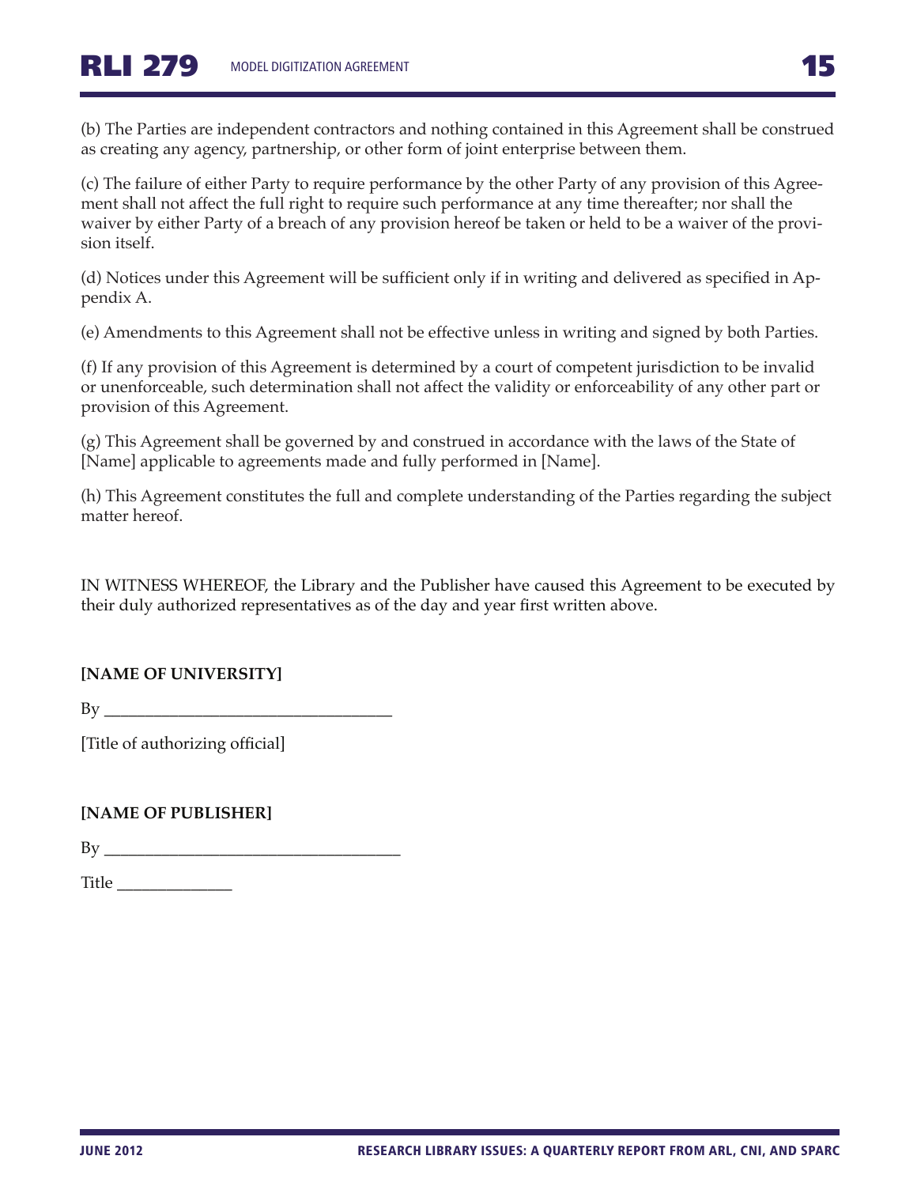(b) The Parties are independent contractors and nothing contained in this Agreement shall be construed as creating any agency, partnership, or other form of joint enterprise between them.

(c) The failure of either Party to require performance by the other Party of any provision of this Agreement shall not affect the full right to require such performance at any time thereafter; nor shall the waiver by either Party of a breach of any provision hereof be taken or held to be a waiver of the provision itself.

(d) Notices under this Agreement will be sufficient only if in writing and delivered as specified in Appendix A.

(e) Amendments to this Agreement shall not be effective unless in writing and signed by both Parties.

(f) If any provision of this Agreement is determined by a court of competent jurisdiction to be invalid or unenforceable, such determination shall not affect the validity or enforceability of any other part or provision of this Agreement.

(g) This Agreement shall be governed by and construed in accordance with the laws of the State of [Name] applicable to agreements made and fully performed in [Name].

(h) This Agreement constitutes the full and complete understanding of the Parties regarding the subject matter hereof.

IN WITNESS WHEREOF, the Library and the Publisher have caused this Agreement to be executed by their duly authorized representatives as of the day and year first written above.

**[NAME OF UNIVERSITY]**

By ___________________________________

[Title of authorizing official]

**[NAME OF PUBLISHER]**

By ___________________________________

Title ______________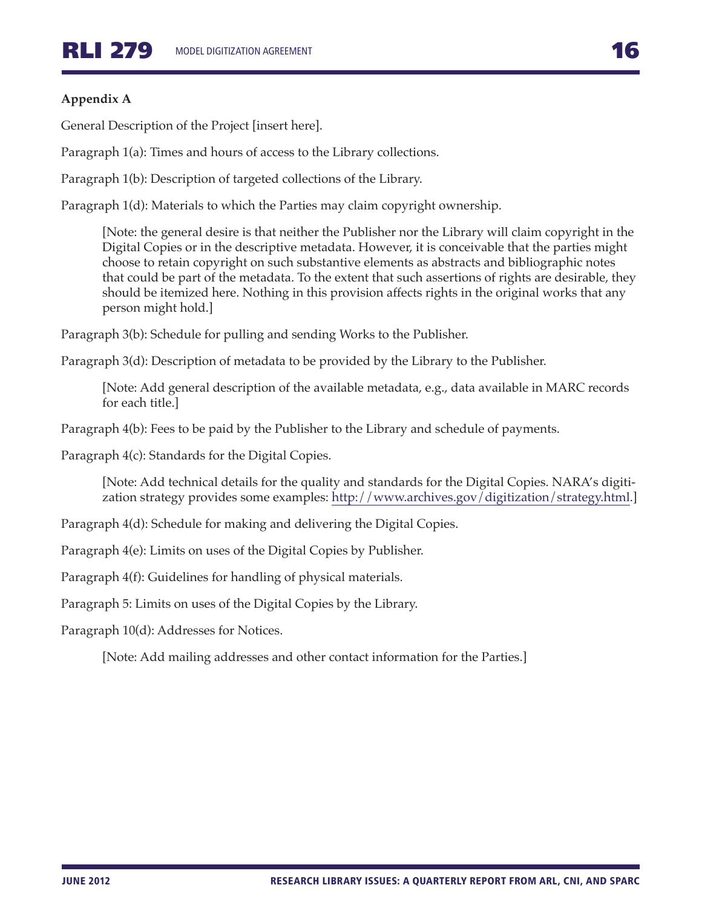**Appendix A**

General Description of the Project [insert here].

Paragraph 1(a): Times and hours of access to the Library collections.

Paragraph 1(b): Description of targeted collections of the Library.

Paragraph 1(d): Materials to which the Parties may claim copyright ownership.

> [Note: the general desire is that neither the Publisher nor the Library will claim copyright in the Digital Copies or in the descriptive metadata. However, it is conceivable that the parties might choose to retain copyright on such substantive elements as abstracts and bibliographic notes that could be part of the metadata. To the extent that such assertions of rights are desirable, they should be itemized here. Nothing in this provision affects rights in the original works that any person might hold.]

Paragraph 3(b): Schedule for pulling and sending Works to the Publisher.

Paragraph 3(d): Description of metadata to be provided by the Library to the Publisher.

> [Note: Add general description of the available metadata, e.g., data available in MARC records for each title.]

Paragraph 4(b): Fees to be paid by the Publisher to the Library and schedule of payments.

Paragraph 4(c): Standards for the Digital Copies.

> [Note: Add technical details for the quality and standards for the Digital Copies. NARA's digitization strategy provides some examples: http://www.archives.gov/digitization/strategy.html.]

Paragraph 4(d): Schedule for making and delivering the Digital Copies.

Paragraph 4(e): Limits on uses of the Digital Copies by Publisher.

Paragraph 4(f): Guidelines for handling of physical materials.

Paragraph 5: Limits on uses of the Digital Copies by the Library.

Paragraph 10(d): Addresses for Notices.

> [Note: Add mailing addresses and other contact information for the Parties.]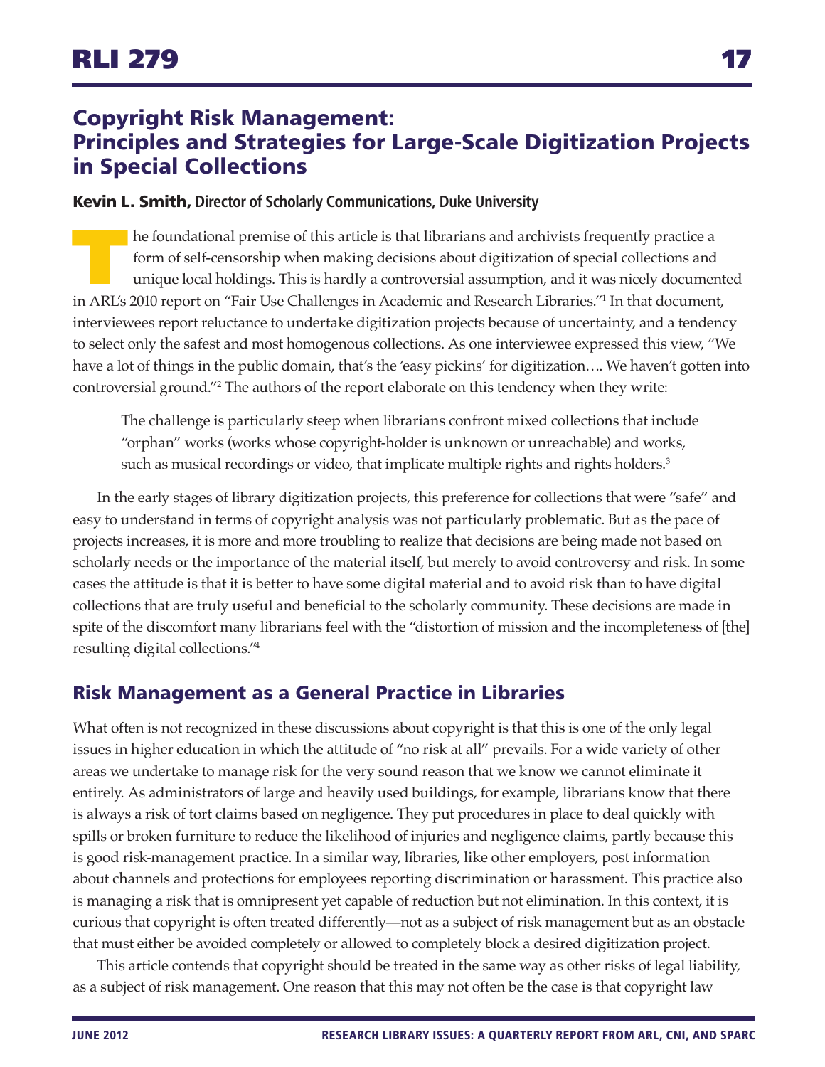# Copyright Risk Management: Principles and Strategies for Large-Scale Digitization Projects in Special Collections

**Kevin L. Smith,** Director of Scholarly Communications, Duke University

The foundational premise of this article is that librarians and archivists frequently practice a form of self-censorship when making decisions about digitization of special collections and unique local holdings. This is hardly a controversial assumption, and it was nicely documented in ARL's 2010 report on "Fair Use Challenges in Academic and Research Libraries."[1] In that document, interviewees report reluctance to undertake digitization projects because of uncertainty, and a tendency to select only the safest and most homogenous collections. As one interviewee expressed this view, "We have a lot of things in the public domain, that's the 'easy pickins' for digitization…. We haven't gotten into controversial ground."[2] The authors of the report elaborate on this tendency when they write:

> The challenge is particularly steep when librarians confront mixed collections that include "orphan" works (works whose copyright-holder is unknown or unreachable) and works, such as musical recordings or video, that implicate multiple rights and rights holders.[3]

In the early stages of library digitization projects, this preference for collections that were "safe" and easy to understand in terms of copyright analysis was not particularly problematic. But as the pace of projects increases, it is more and more troubling to realize that decisions are being made not based on scholarly needs or the importance of the material itself, but merely to avoid controversy and risk. In some cases the attitude is that it is better to have some digital material and to avoid risk than to have digital collections that are truly useful and beneficial to the scholarly community. These decisions are made in spite of the discomfort many librarians feel with the "distortion of mission and the incompleteness of [the] resulting digital collections."[4]

## Risk Management as a General Practice in Libraries

What often is not recognized in these discussions about copyright is that this is one of the only legal issues in higher education in which the attitude of "no risk at all" prevails. For a wide variety of other areas we undertake to manage risk for the very sound reason that we know we cannot eliminate it entirely. As administrators of large and heavily used buildings, for example, librarians know that there is always a risk of tort claims based on negligence. They put procedures in place to deal quickly with spills or broken furniture to reduce the likelihood of injuries and negligence claims, partly because this is good risk-management practice. In a similar way, libraries, like other employers, post information about channels and protections for employees reporting discrimination or harassment. This practice also is managing a risk that is omnipresent yet capable of reduction but not elimination. In this context, it is curious that copyright is often treated differently—not as a subject of risk management but as an obstacle that must either be avoided completely or allowed to completely block a desired digitization project.

This article contends that copyright should be treated in the same way as other risks of legal liability, as a subject of risk management. One reason that this may not often be the case is that copyright law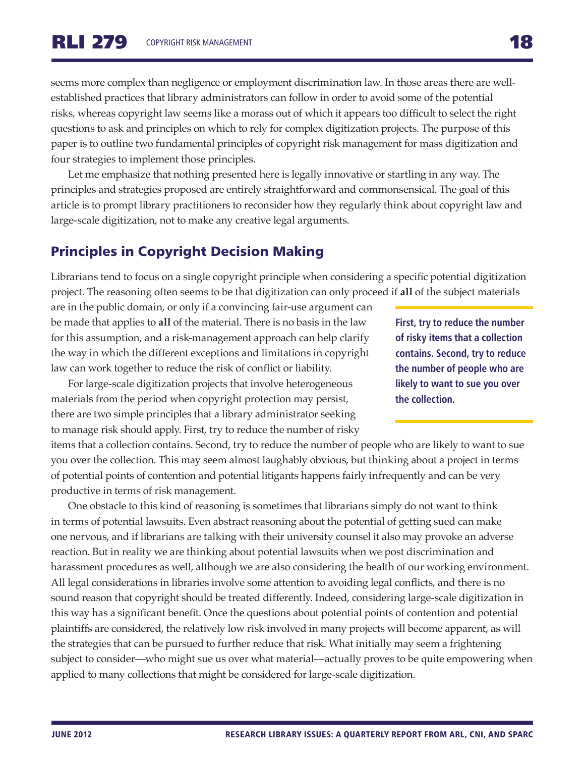seems more complex than negligence or employment discrimination law. In those areas there are well-established practices that library administrators can follow in order to avoid some of the potential risks, whereas copyright law seems like a morass out of which it appears too difficult to select the right questions to ask and principles on which to rely for complex digitization projects. The purpose of this paper is to outline two fundamental principles of copyright risk management for mass digitization and four strategies to implement those principles.

Let me emphasize that nothing presented here is legally innovative or startling in any way. The principles and strategies proposed are entirely straightforward and commonsensical. The goal of this article is to prompt library practitioners to reconsider how they regularly think about copyright law and large-scale digitization, not to make any creative legal arguments.

## Principles in Copyright Decision Making

Librarians tend to focus on a single copyright principle when considering a specific potential digitization project. The reasoning often seems to be that digitization can only proceed if **all** of the subject materials are in the public domain, or only if a convincing fair-use argument can be made that applies to **all** of the material. There is no basis in the law for this assumption, and a risk-management approach can help clarify the way in which the different exceptions and limitations in copyright law can work together to reduce the risk of conflict or liability.

For large-scale digitization projects that involve heterogeneous materials from the period when copyright protection may persist, there are two simple principles that a library administrator seeking to manage risk should apply. First, try to reduce the number of risky items that a collection contains. Second, try to reduce the number of people who are likely to want to sue you over the collection. This may seem almost laughably obvious, but thinking about a project in terms of potential points of contention and potential litigants happens fairly infrequently and can be very productive in terms of risk management.

> **First, try to reduce the number of risky items that a collection contains. Second, try to reduce the number of people who are likely to want to sue you over the collection.**

One obstacle to this kind of reasoning is sometimes that librarians simply do not want to think in terms of potential lawsuits. Even abstract reasoning about the potential of getting sued can make one nervous, and if librarians are talking with their university counsel it also may provoke an adverse reaction. But in reality we are thinking about potential lawsuits when we post discrimination and harassment procedures as well, although we are also considering the health of our working environment. All legal considerations in libraries involve some attention to avoiding legal conflicts, and there is no sound reason that copyright should be treated differently. Indeed, considering large-scale digitization in this way has a significant benefit. Once the questions about potential points of contention and potential plaintiffs are considered, the relatively low risk involved in many projects will become apparent, as will the strategies that can be pursued to further reduce that risk. What initially may seem a frightening subject to consider—who might sue us over what material—actually proves to be quite empowering when applied to many collections that might be considered for large-scale digitization.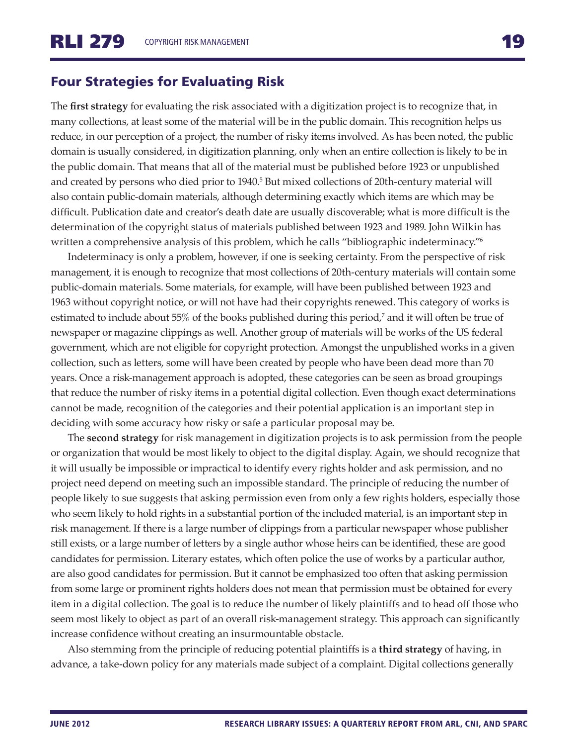## Four Strategies for Evaluating Risk

The **first strategy** for evaluating the risk associated with a digitization project is to recognize that, in many collections, at least some of the material will be in the public domain. This recognition helps us reduce, in our perception of a project, the number of risky items involved. As has been noted, the public domain is usually considered, in digitization planning, only when an entire collection is likely to be in the public domain. That means that all of the material must be published before 1923 or unpublished and created by persons who died prior to 1940.[5] But mixed collections of 20th-century material will also contain public-domain materials, although determining exactly which items are which may be difficult. Publication date and creator's death date are usually discoverable; what is more difficult is the determination of the copyright status of materials published between 1923 and 1989. John Wilkin has written a comprehensive analysis of this problem, which he calls "bibliographic indeterminacy."[6]

Indeterminacy is only a problem, however, if one is seeking certainty. From the perspective of risk management, it is enough to recognize that most collections of 20th-century materials will contain some public-domain materials. Some materials, for example, will have been published between 1923 and 1963 without copyright notice, or will not have had their copyrights renewed. This category of works is estimated to include about 55% of the books published during this period,[7] and it will often be true of newspaper or magazine clippings as well. Another group of materials will be works of the US federal government, which are not eligible for copyright protection. Amongst the unpublished works in a given collection, such as letters, some will have been created by people who have been dead more than 70 years. Once a risk-management approach is adopted, these categories can be seen as broad groupings that reduce the number of risky items in a potential digital collection. Even though exact determinations cannot be made, recognition of the categories and their potential application is an important step in deciding with some accuracy how risky or safe a particular proposal may be.

The **second strategy** for risk management in digitization projects is to ask permission from the people or organization that would be most likely to object to the digital display. Again, we should recognize that it will usually be impossible or impractical to identify every rights holder and ask permission, and no project need depend on meeting such an impossible standard. The principle of reducing the number of people likely to sue suggests that asking permission even from only a few rights holders, especially those who seem likely to hold rights in a substantial portion of the included material, is an important step in risk management. If there is a large number of clippings from a particular newspaper whose publisher still exists, or a large number of letters by a single author whose heirs can be identified, these are good candidates for permission. Literary estates, which often police the use of works by a particular author, are also good candidates for permission. But it cannot be emphasized too often that asking permission from some large or prominent rights holders does not mean that permission must be obtained for every item in a digital collection. The goal is to reduce the number of likely plaintiffs and to head off those who seem most likely to object as part of an overall risk-management strategy. This approach can significantly increase confidence without creating an insurmountable obstacle.

Also stemming from the principle of reducing potential plaintiffs is a **third strategy** of having, in advance, a take-down policy for any materials made subject of a complaint. Digital collections generally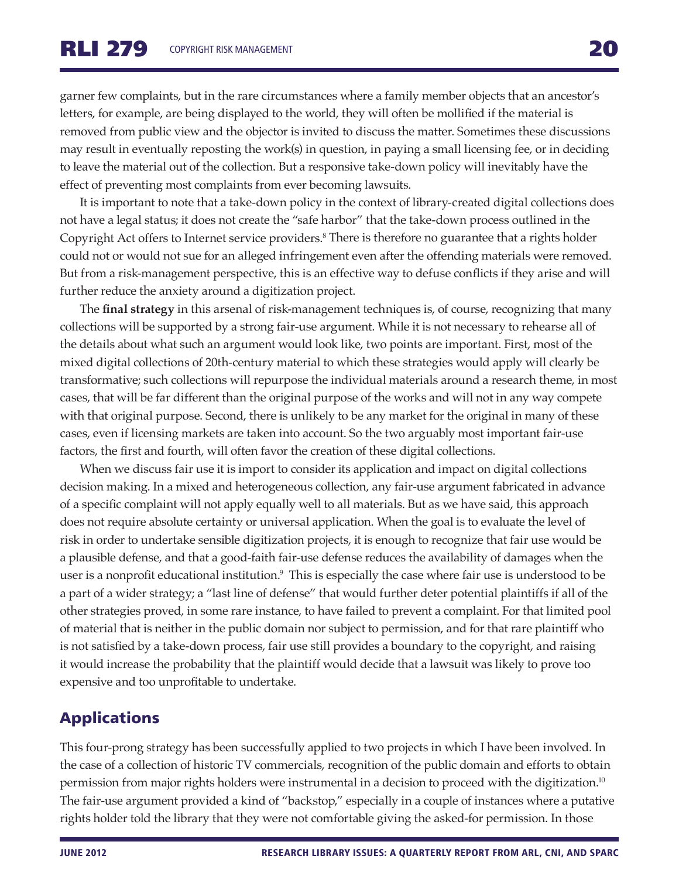garner few complaints, but in the rare circumstances where a family member objects that an ancestor's letters, for example, are being displayed to the world, they will often be mollified if the material is removed from public view and the objector is invited to discuss the matter. Sometimes these discussions may result in eventually reposting the work(s) in question, in paying a small licensing fee, or in deciding to leave the material out of the collection. But a responsive take-down policy will inevitably have the effect of preventing most complaints from ever becoming lawsuits.

It is important to note that a take-down policy in the context of library-created digital collections does not have a legal status; it does not create the "safe harbor" that the take-down process outlined in the Copyright Act offers to Internet service providers.[8] There is therefore no guarantee that a rights holder could not or would not sue for an alleged infringement even after the offending materials were removed. But from a risk-management perspective, this is an effective way to defuse conflicts if they arise and will further reduce the anxiety around a digitization project.

The **final strategy** in this arsenal of risk-management techniques is, of course, recognizing that many collections will be supported by a strong fair-use argument. While it is not necessary to rehearse all of the details about what such an argument would look like, two points are important. First, most of the mixed digital collections of 20th-century material to which these strategies would apply will clearly be transformative; such collections will repurpose the individual materials around a research theme, in most cases, that will be far different than the original purpose of the works and will not in any way compete with that original purpose. Second, there is unlikely to be any market for the original in many of these cases, even if licensing markets are taken into account. So the two arguably most important fair-use factors, the first and fourth, will often favor the creation of these digital collections.

When we discuss fair use it is import to consider its application and impact on digital collections decision making. In a mixed and heterogeneous collection, any fair-use argument fabricated in advance of a specific complaint will not apply equally well to all materials. But as we have said, this approach does not require absolute certainty or universal application. When the goal is to evaluate the level of risk in order to undertake sensible digitization projects, it is enough to recognize that fair use would be a plausible defense, and that a good-faith fair-use defense reduces the availability of damages when the user is a nonprofit educational institution.[9] This is especially the case where fair use is understood to be a part of a wider strategy; a "last line of defense" that would further deter potential plaintiffs if all of the other strategies proved, in some rare instance, to have failed to prevent a complaint. For that limited pool of material that is neither in the public domain nor subject to permission, and for that rare plaintiff who is not satisfied by a take-down process, fair use still provides a boundary to the copyright, and raising it would increase the probability that the plaintiff would decide that a lawsuit was likely to prove too expensive and too unprofitable to undertake.

## Applications

This four-prong strategy has been successfully applied to two projects in which I have been involved. In the case of a collection of historic TV commercials, recognition of the public domain and efforts to obtain permission from major rights holders were instrumental in a decision to proceed with the digitization.[10] The fair-use argument provided a kind of "backstop," especially in a couple of instances where a putative rights holder told the library that they were not comfortable giving the asked-for permission. In those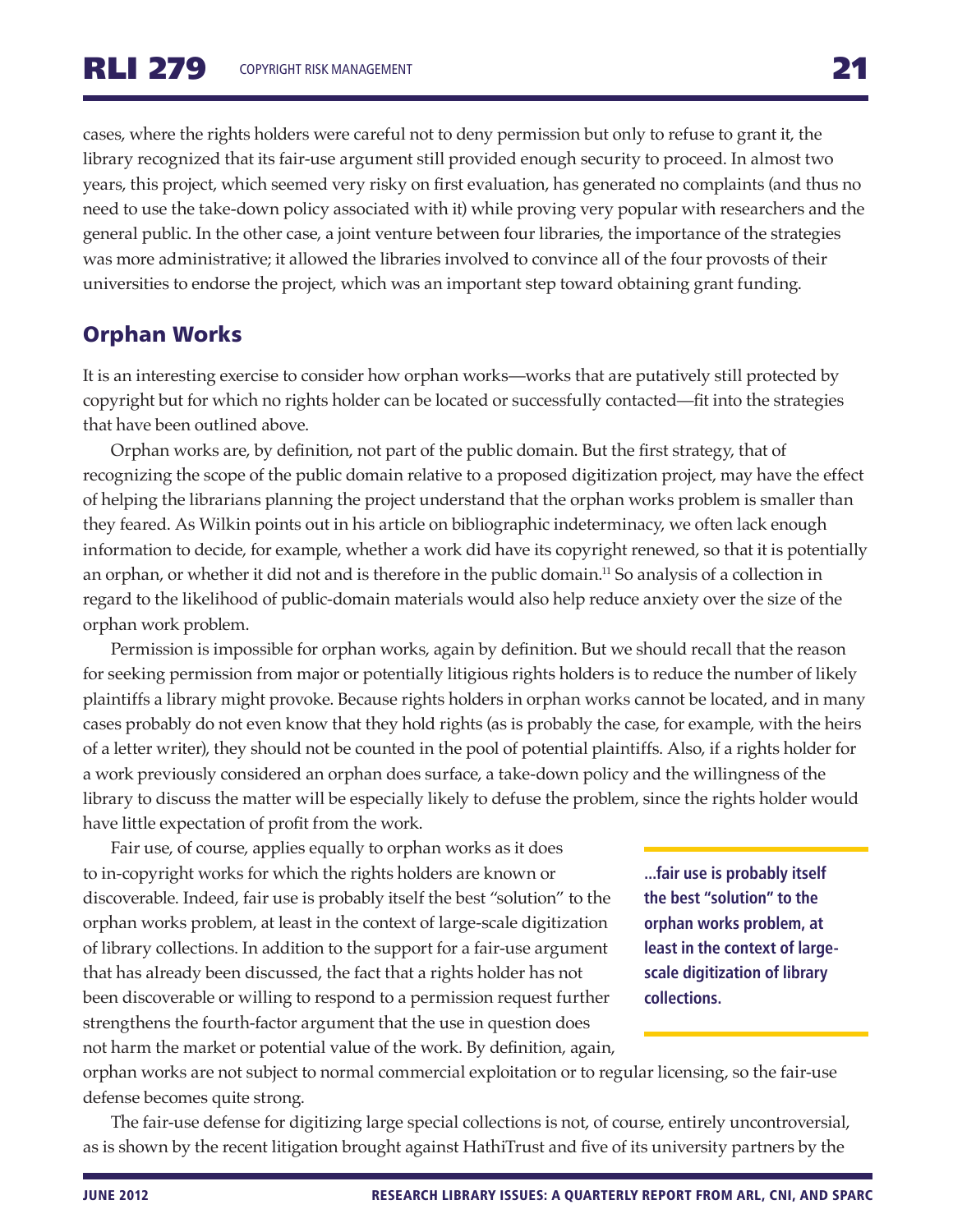cases, where the rights holders were careful not to deny permission but only to refuse to grant it, the library recognized that its fair-use argument still provided enough security to proceed. In almost two years, this project, which seemed very risky on first evaluation, has generated no complaints (and thus no need to use the take-down policy associated with it) while proving very popular with researchers and the general public. In the other case, a joint venture between four libraries, the importance of the strategies was more administrative; it allowed the libraries involved to convince all of the four provosts of their universities to endorse the project, which was an important step toward obtaining grant funding.

## Orphan Works

It is an interesting exercise to consider how orphan works—works that are putatively still protected by copyright but for which no rights holder can be located or successfully contacted—fit into the strategies that have been outlined above.

Orphan works are, by definition, not part of the public domain. But the first strategy, that of recognizing the scope of the public domain relative to a proposed digitization project, may have the effect of helping the librarians planning the project understand that the orphan works problem is smaller than they feared. As Wilkin points out in his article on bibliographic indeterminacy, we often lack enough information to decide, for example, whether a work did have its copyright renewed, so that it is potentially an orphan, or whether it did not and is therefore in the public domain.[11] So analysis of a collection in regard to the likelihood of public-domain materials would also help reduce anxiety over the size of the orphan work problem.

Permission is impossible for orphan works, again by definition. But we should recall that the reason for seeking permission from major or potentially litigious rights holders is to reduce the number of likely plaintiffs a library might provoke. Because rights holders in orphan works cannot be located, and in many cases probably do not even know that they hold rights (as is probably the case, for example, with the heirs of a letter writer), they should not be counted in the pool of potential plaintiffs. Also, if a rights holder for a work previously considered an orphan does surface, a take-down policy and the willingness of the library to discuss the matter will be especially likely to defuse the problem, since the rights holder would have little expectation of profit from the work.

Fair use, of course, applies equally to orphan works as it does to in-copyright works for which the rights holders are known or discoverable. Indeed, fair use is probably itself the best "solution" to the orphan works problem, at least in the context of large-scale digitization of library collections. In addition to the support for a fair-use argument that has already been discussed, the fact that a rights holder has not been discoverable or willing to respond to a permission request further strengthens the fourth-factor argument that the use in question does not harm the market or potential value of the work. By definition, again, orphan works are not subject to normal commercial exploitation or to regular licensing, so the fair-use defense becomes quite strong.

**...fair use is probably itself the best "solution" to the orphan works problem, at least in the context of large-scale digitization of library collections.**

The fair-use defense for digitizing large special collections is not, of course, entirely uncontroversial, as is shown by the recent litigation brought against HathiTrust and five of its university partners by the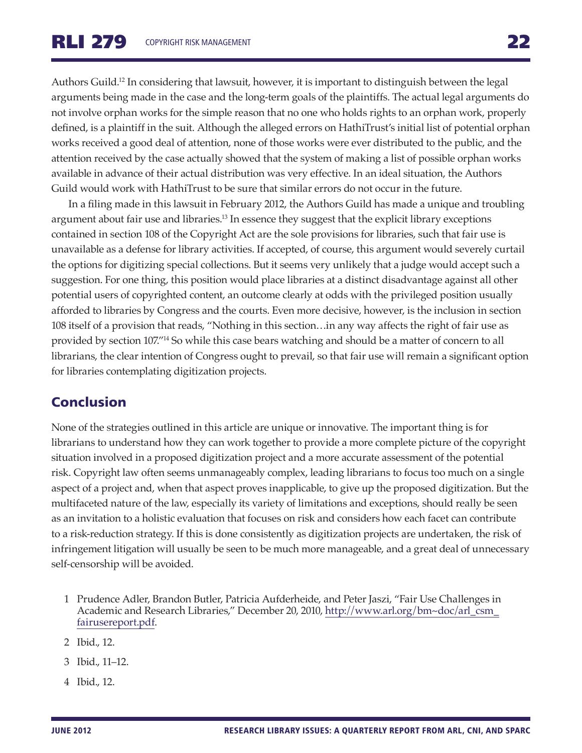Authors Guild.[12] In considering that lawsuit, however, it is important to distinguish between the legal arguments being made in the case and the long-term goals of the plaintiffs. The actual legal arguments do not involve orphan works for the simple reason that no one who holds rights to an orphan work, properly defined, is a plaintiff in the suit. Although the alleged errors on HathiTrust's initial list of potential orphan works received a good deal of attention, none of those works were ever distributed to the public, and the attention received by the case actually showed that the system of making a list of possible orphan works available in advance of their actual distribution was very effective. In an ideal situation, the Authors Guild would work with HathiTrust to be sure that similar errors do not occur in the future.

In a filing made in this lawsuit in February 2012, the Authors Guild has made a unique and troubling argument about fair use and libraries.[13] In essence they suggest that the explicit library exceptions contained in section 108 of the Copyright Act are the sole provisions for libraries, such that fair use is unavailable as a defense for library activities. If accepted, of course, this argument would severely curtail the options for digitizing special collections. But it seems very unlikely that a judge would accept such a suggestion. For one thing, this position would place libraries at a distinct disadvantage against all other potential users of copyrighted content, an outcome clearly at odds with the privileged position usually afforded to libraries by Congress and the courts. Even more decisive, however, is the inclusion in section 108 itself of a provision that reads, "Nothing in this section…in any way affects the right of fair use as provided by section 107."[14] So while this case bears watching and should be a matter of concern to all librarians, the clear intention of Congress ought to prevail, so that fair use will remain a significant option for libraries contemplating digitization projects.

## Conclusion

None of the strategies outlined in this article are unique or innovative. The important thing is for librarians to understand how they can work together to provide a more complete picture of the copyright situation involved in a proposed digitization project and a more accurate assessment of the potential risk. Copyright law often seems unmanageably complex, leading librarians to focus too much on a single aspect of a project and, when that aspect proves inapplicable, to give up the proposed digitization. But the multifaceted nature of the law, especially its variety of limitations and exceptions, should really be seen as an invitation to a holistic evaluation that focuses on risk and considers how each facet can contribute to a risk-reduction strategy. If this is done consistently as digitization projects are undertaken, the risk of infringement litigation will usually be seen to be much more manageable, and a great deal of unnecessary self-censorship will be avoided.

1. Prudence Adler, Brandon Butler, Patricia Aufderheide, and Peter Jaszi, "Fair Use Challenges in Academic and Research Libraries," December 20, 2010, http://www.arl.org/bm~doc/arl_csm_fairusereport.pdf.
2. Ibid., 12.
3. Ibid., 11–12.
4. Ibid., 12.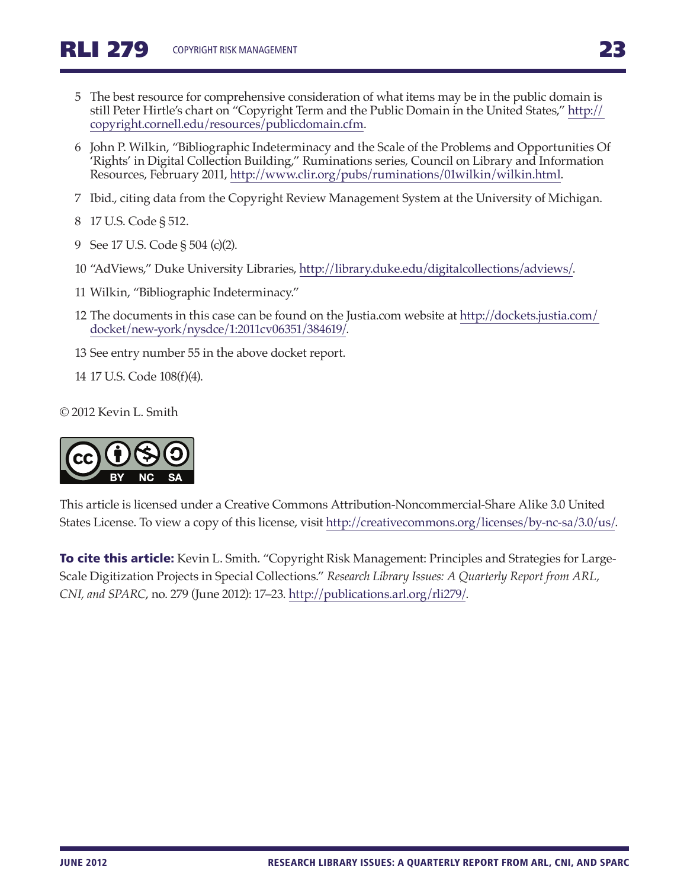5 The best resource for comprehensive consideration of what items may be in the public domain is still Peter Hirtle's chart on "Copyright Term and the Public Domain in the United States," http://copyright.cornell.edu/resources/publicdomain.cfm.

6 John P. Wilkin, "Bibliographic Indeterminacy and the Scale of the Problems and Opportunities Of 'Rights' in Digital Collection Building," Ruminations series, Council on Library and Information Resources, February 2011, http://www.clir.org/pubs/ruminations/01wilkin/wilkin.html.

7 Ibid., citing data from the Copyright Review Management System at the University of Michigan.

8 17 U.S. Code § 512.

9 See 17 U.S. Code § 504 (c)(2).

10 "AdViews," Duke University Libraries, http://library.duke.edu/digitalcollections/adviews/.

11 Wilkin, "Bibliographic Indeterminacy."

12 The documents in this case can be found on the Justia.com website at http://dockets.justia.com/docket/new-york/nysdce/1:2011cv06351/384619/.

13 See entry number 55 in the above docket report.

14 17 U.S. Code 108(f)(4).

© 2012 Kevin L. Smith

This article is licensed under a Creative Commons Attribution-Noncommercial-Share Alike 3.0 United States License. To view a copy of this license, visit http://creativecommons.org/licenses/by-nc-sa/3.0/us/.

**To cite this article:** Kevin L. Smith. "Copyright Risk Management: Principles and Strategies for Large-Scale Digitization Projects in Special Collections." *Research Library Issues: A Quarterly Report from ARL, CNI, and SPARC*, no. 279 (June 2012): 17–23. http://publications.arl.org/rli279/.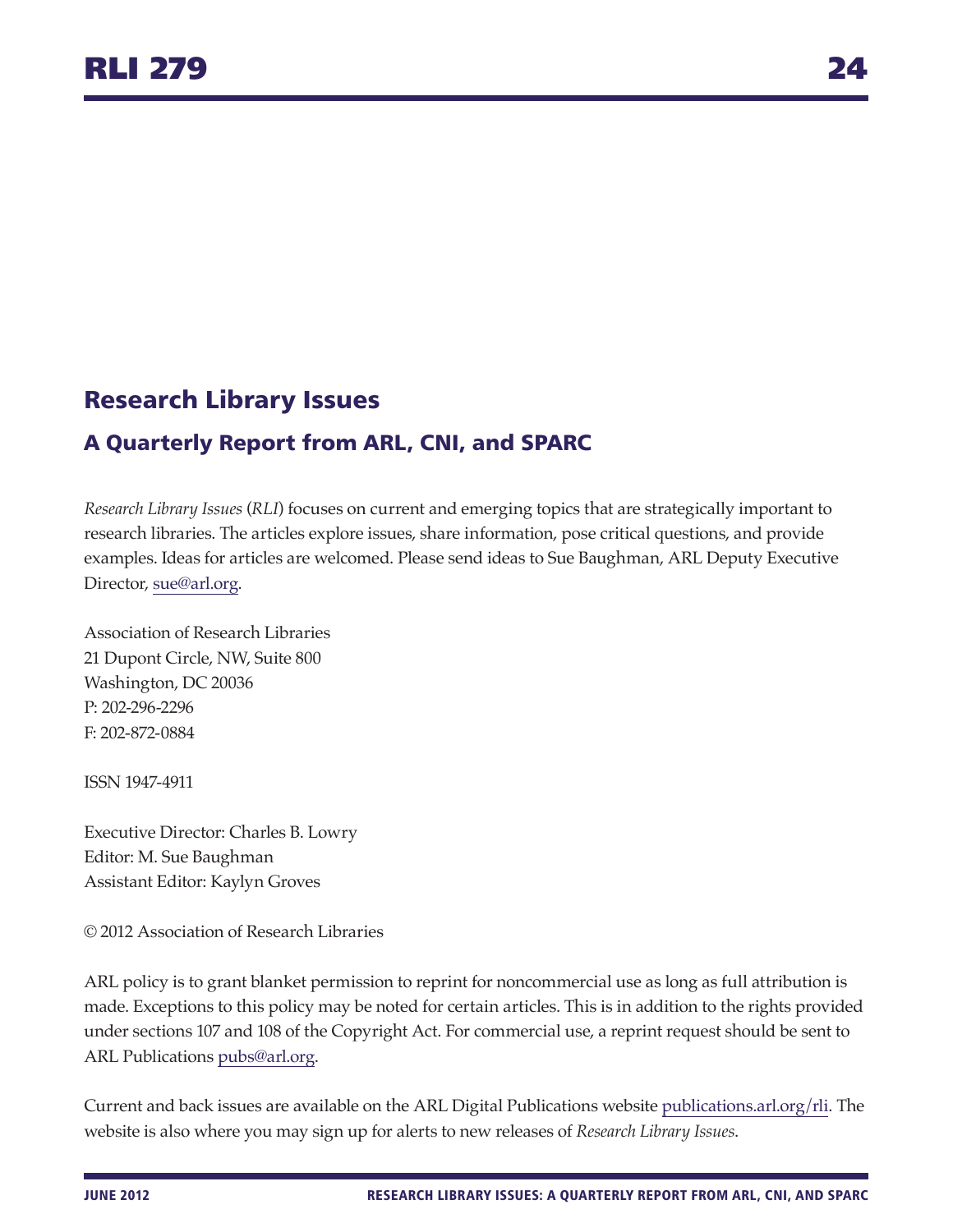## Research Library Issues

### A Quarterly Report from ARL, CNI, and SPARC

*Research Library Issues* (*RLI*) focuses on current and emerging topics that are strategically important to research libraries. The articles explore issues, share information, pose critical questions, and provide examples. Ideas for articles are welcomed. Please send ideas to Sue Baughman, ARL Deputy Executive Director, sue@arl.org.

Association of Research Libraries
21 Dupont Circle, NW, Suite 800
Washington, DC 20036
P: 202-296-2296
F: 202-872-0884

ISSN 1947-4911

Executive Director: Charles B. Lowry
Editor: M. Sue Baughman
Assistant Editor: Kaylyn Groves

© 2012 Association of Research Libraries

ARL policy is to grant blanket permission to reprint for noncommercial use as long as full attribution is made. Exceptions to this policy may be noted for certain articles. This is in addition to the rights provided under sections 107 and 108 of the Copyright Act. For commercial use, a reprint request should be sent to ARL Publications pubs@arl.org.

Current and back issues are available on the ARL Digital Publications website publications.arl.org/rli. The website is also where you may sign up for alerts to new releases of *Research Library Issues*.